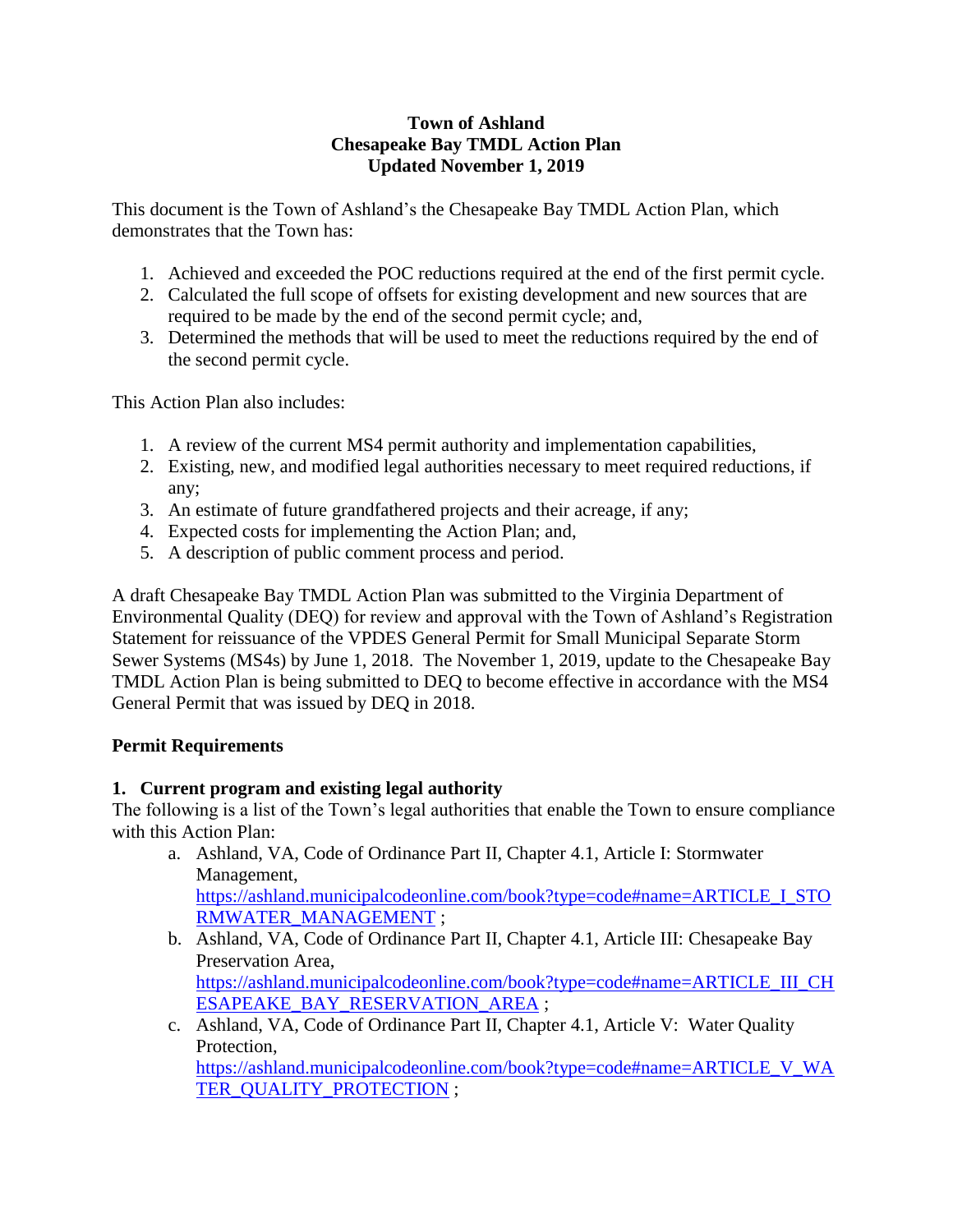# Town of Ashland
## Chesapeake Bay TMDL Action Plan
## Updated November 1, 2019

This document is the Town of Ashland's the Chesapeake Bay TMDL Action Plan, which demonstrates that the Town has:

1. Achieved and exceeded the POC reductions required at the end of the first permit cycle.
2. Calculated the full scope of offsets for existing development and new sources that are required to be made by the end of the second permit cycle; and,
3. Determined the methods that will be used to meet the reductions required by the end of the second permit cycle.

This Action Plan also includes:

1. A review of the current MS4 permit authority and implementation capabilities,
2. Existing, new, and modified legal authorities necessary to meet required reductions, if any;
3. An estimate of future grandfathered projects and their acreage, if any;
4. Expected costs for implementing the Action Plan; and,
5. A description of public comment process and period.

A draft Chesapeake Bay TMDL Action Plan was submitted to the Virginia Department of Environmental Quality (DEQ) for review and approval with the Town of Ashland's Registration Statement for reissuance of the VPDES General Permit for Small Municipal Separate Storm Sewer Systems (MS4s) by June 1, 2018. The November 1, 2019, update to the Chesapeake Bay TMDL Action Plan is being submitted to DEQ to become effective in accordance with the MS4 General Permit that was issued by DEQ in 2018.

**Permit Requirements**

**1. Current program and existing legal authority**

The following is a list of the Town's legal authorities that enable the Town to ensure compliance with this Action Plan:

a. Ashland, VA, Code of Ordinance Part II, Chapter 4.1, Article I: Stormwater Management, https://ashland.municipalcodeonline.com/book?type=code#name=ARTICLE_I_STORMWATER_MANAGEMENT ;
b. Ashland, VA, Code of Ordinance Part II, Chapter 4.1, Article III: Chesapeake Bay Preservation Area, https://ashland.municipalcodeonline.com/book?type=code#name=ARTICLE_III_CHESAPEAKE_BAY_RESERVATION_AREA ;
c. Ashland, VA, Code of Ordinance Part II, Chapter 4.1, Article V: Water Quality Protection, https://ashland.municipalcodeonline.com/book?type=code#name=ARTICLE_V_WATER_QUALITY_PROTECTION ;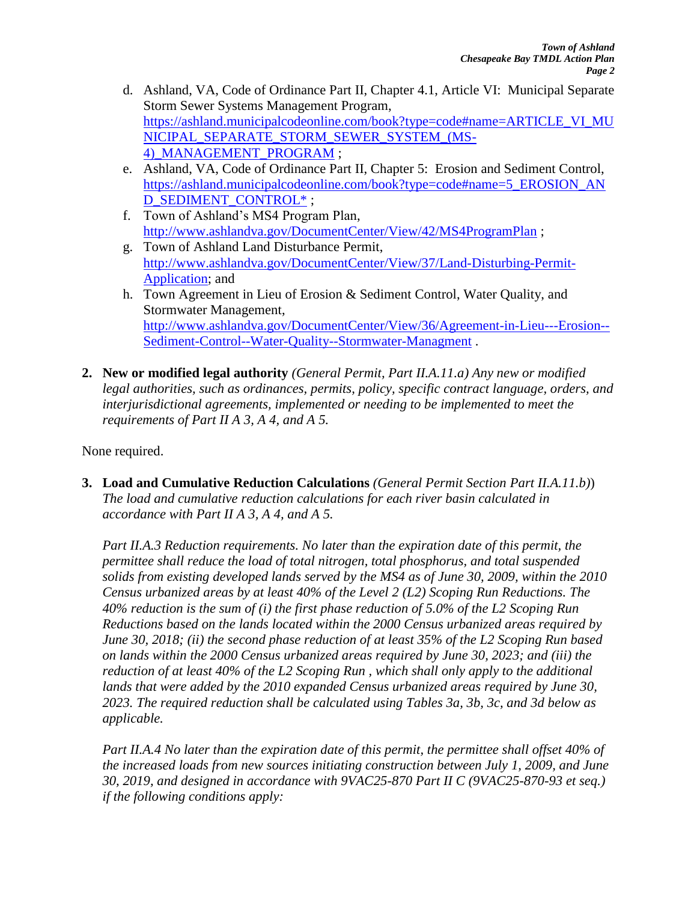d. Ashland, VA, Code of Ordinance Part II, Chapter 4.1, Article VI: Municipal Separate Storm Sewer Systems Management Program, [https://ashland.municipalcodeonline.com/book?type=code#name=ARTICLE_VI_MUNICIPAL_SEPARATE_STORM_SEWER_SYSTEM_(MS-4)_MANAGEMENT_PROGRAM](https://ashland.municipalcodeonline.com/book?type=code#name=ARTICLE_VI_MUNICIPAL_SEPARATE_STORM_SEWER_SYSTEM_(MS-4)_MANAGEMENT_PROGRAM) ;

e. Ashland, VA, Code of Ordinance Part II, Chapter 5: Erosion and Sediment Control, [https://ashland.municipalcodeonline.com/book?type=code#name=5_EROSION_AND_SEDIMENT_CONTROL*](https://ashland.municipalcodeonline.com/book?type=code#name=5_EROSION_AND_SEDIMENT_CONTROL*) ;

f. Town of Ashland's MS4 Program Plan, [http://www.ashlandva.gov/DocumentCenter/View/42/MS4ProgramPlan](http://www.ashlandva.gov/DocumentCenter/View/42/MS4ProgramPlan) ;

g. Town of Ashland Land Disturbance Permit, [http://www.ashlandva.gov/DocumentCenter/View/37/Land-Disturbing-Permit-Application](http://www.ashlandva.gov/DocumentCenter/View/37/Land-Disturbing-Permit-Application); and

h. Town Agreement in Lieu of Erosion & Sediment Control, Water Quality, and Stormwater Management, [http://www.ashlandva.gov/DocumentCenter/View/36/Agreement-in-Lieu---Erosion--Sediment-Control--Water-Quality--Stormwater-Managment](http://www.ashlandva.gov/DocumentCenter/View/36/Agreement-in-Lieu---Erosion--Sediment-Control--Water-Quality--Stormwater-Managment) .

2. **New or modified legal authority** *(General Permit, Part II.A.11.a) Any new or modified legal authorities, such as ordinances, permits, policy, specific contract language, orders, and interjurisdictional agreements, implemented or needing to be implemented to meet the requirements of Part II A 3, A 4, and A 5.*

None required.

3. **Load and Cumulative Reduction Calculations** *(General Permit Section Part II.A.11.b))* *The load and cumulative reduction calculations for each river basin calculated in accordance with Part II A 3, A 4, and A 5.*

   *Part II.A.3 Reduction requirements. No later than the expiration date of this permit, the permittee shall reduce the load of total nitrogen, total phosphorus, and total suspended solids from existing developed lands served by the MS4 as of June 30, 2009, within the 2010 Census urbanized areas by at least 40% of the Level 2 (L2) Scoping Run Reductions. The 40% reduction is the sum of (i) the first phase reduction of 5.0% of the L2 Scoping Run Reductions based on the lands located within the 2000 Census urbanized areas required by June 30, 2018; (ii) the second phase reduction of at least 35% of the L2 Scoping Run based on lands within the 2000 Census urbanized areas required by June 30, 2023; and (iii) the reduction of at least 40% of the L2 Scoping Run , which shall only apply to the additional lands that were added by the 2010 expanded Census urbanized areas required by June 30, 2023. The required reduction shall be calculated using Tables 3a, 3b, 3c, and 3d below as applicable.*

   *Part II.A.4 No later than the expiration date of this permit, the permittee shall offset 40% of the increased loads from new sources initiating construction between July 1, 2009, and June 30, 2019, and designed in accordance with 9VAC25-870 Part II C (9VAC25-870-93 et seq.) if the following conditions apply:*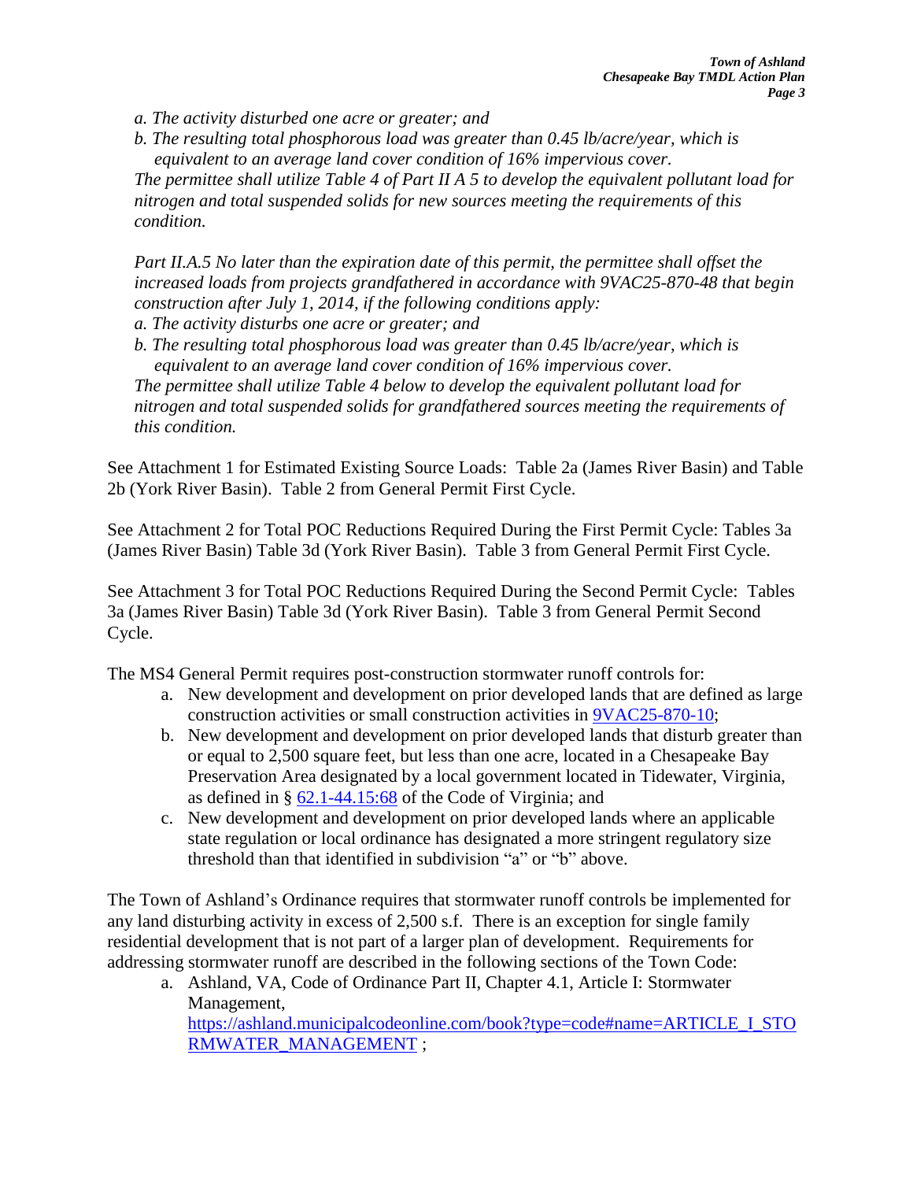*a. The activity disturbed one acre or greater; and*

*b. The resulting total phosphorous load was greater than 0.45 lb/acre/year, which is equivalent to an average land cover condition of 16% impervious cover.*

*The permittee shall utilize Table 4 of Part II A 5 to develop the equivalent pollutant load for nitrogen and total suspended solids for new sources meeting the requirements of this condition.*

*Part II.A.5 No later than the expiration date of this permit, the permittee shall offset the increased loads from projects grandfathered in accordance with 9VAC25-870-48 that begin construction after July 1, 2014, if the following conditions apply:*

*a. The activity disturbs one acre or greater; and*

*b. The resulting total phosphorous load was greater than 0.45 lb/acre/year, which is equivalent to an average land cover condition of 16% impervious cover.*

*The permittee shall utilize Table 4 below to develop the equivalent pollutant load for nitrogen and total suspended solids for grandfathered sources meeting the requirements of this condition.*

See Attachment 1 for Estimated Existing Source Loads: Table 2a (James River Basin) and Table 2b (York River Basin). Table 2 from General Permit First Cycle.

See Attachment 2 for Total POC Reductions Required During the First Permit Cycle: Tables 3a (James River Basin) Table 3d (York River Basin). Table 3 from General Permit First Cycle.

See Attachment 3 for Total POC Reductions Required During the Second Permit Cycle: Tables 3a (James River Basin) Table 3d (York River Basin). Table 3 from General Permit Second Cycle.

The MS4 General Permit requires post-construction stormwater runoff controls for:

a. New development and development on prior developed lands that are defined as large construction activities or small construction activities in [9VAC25-870-10](9VAC25-870-10);
b. New development and development on prior developed lands that disturb greater than or equal to 2,500 square feet, but less than one acre, located in a Chesapeake Bay Preservation Area designated by a local government located in Tidewater, Virginia, as defined in § [62.1-44.15:68](62.1-44.15:68) of the Code of Virginia; and
c. New development and development on prior developed lands where an applicable state regulation or local ordinance has designated a more stringent regulatory size threshold than that identified in subdivision "a" or "b" above.

The Town of Ashland's Ordinance requires that stormwater runoff controls be implemented for any land disturbing activity in excess of 2,500 s.f. There is an exception for single family residential development that is not part of a larger plan of development. Requirements for addressing stormwater runoff are described in the following sections of the Town Code:

a. Ashland, VA, Code of Ordinance Part II, Chapter 4.1, Article I: Stormwater Management, [https://ashland.municipalcodeonline.com/book?type=code#name=ARTICLE_I_STORMWATER_MANAGEMENT](https://ashland.municipalcodeonline.com/book?type=code#name=ARTICLE_I_STORMWATER_MANAGEMENT) ;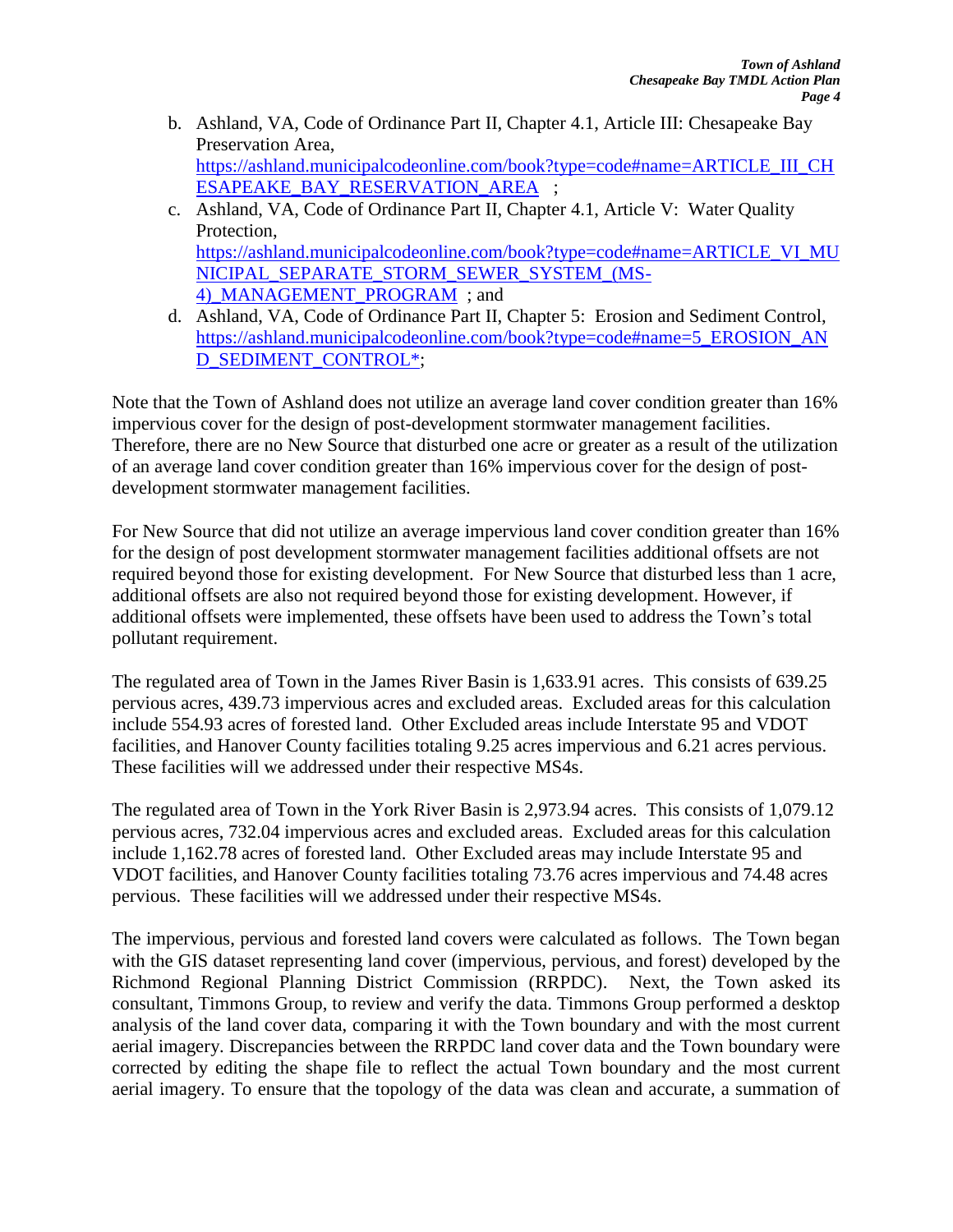b. Ashland, VA, Code of Ordinance Part II, Chapter 4.1, Article III: Chesapeake Bay Preservation Area, https://ashland.municipalcodeonline.com/book?type=code#name=ARTICLE_III_CHESAPEAKE_BAY_RESERVATION_AREA ;
c. Ashland, VA, Code of Ordinance Part II, Chapter 4.1, Article V: Water Quality Protection, https://ashland.municipalcodeonline.com/book?type=code#name=ARTICLE_VI_MUNICIPAL_SEPARATE_STORM_SEWER_SYSTEM_(MS-4)_MANAGEMENT_PROGRAM ; and
d. Ashland, VA, Code of Ordinance Part II, Chapter 5: Erosion and Sediment Control, https://ashland.municipalcodeonline.com/book?type=code#name=5_EROSION_AND_SEDIMENT_CONTROL*;

Note that the Town of Ashland does not utilize an average land cover condition greater than 16% impervious cover for the design of post-development stormwater management facilities. Therefore, there are no New Source that disturbed one acre or greater as a result of the utilization of an average land cover condition greater than 16% impervious cover for the design of post-development stormwater management facilities.

For New Source that did not utilize an average impervious land cover condition greater than 16% for the design of post development stormwater management facilities additional offsets are not required beyond those for existing development. For New Source that disturbed less than 1 acre, additional offsets are also not required beyond those for existing development. However, if additional offsets were implemented, these offsets have been used to address the Town's total pollutant requirement.

The regulated area of Town in the James River Basin is 1,633.91 acres. This consists of 639.25 pervious acres, 439.73 impervious acres and excluded areas. Excluded areas for this calculation include 554.93 acres of forested land. Other Excluded areas include Interstate 95 and VDOT facilities, and Hanover County facilities totaling 9.25 acres impervious and 6.21 acres pervious. These facilities will we addressed under their respective MS4s.

The regulated area of Town in the York River Basin is 2,973.94 acres. This consists of 1,079.12 pervious acres, 732.04 impervious acres and excluded areas. Excluded areas for this calculation include 1,162.78 acres of forested land. Other Excluded areas may include Interstate 95 and VDOT facilities, and Hanover County facilities totaling 73.76 acres impervious and 74.48 acres pervious. These facilities will we addressed under their respective MS4s.

The impervious, pervious and forested land covers were calculated as follows. The Town began with the GIS dataset representing land cover (impervious, pervious, and forest) developed by the Richmond Regional Planning District Commission (RRPDC). Next, the Town asked its consultant, Timmons Group, to review and verify the data. Timmons Group performed a desktop analysis of the land cover data, comparing it with the Town boundary and with the most current aerial imagery. Discrepancies between the RRPDC land cover data and the Town boundary were corrected by editing the shape file to reflect the actual Town boundary and the most current aerial imagery. To ensure that the topology of the data was clean and accurate, a summation of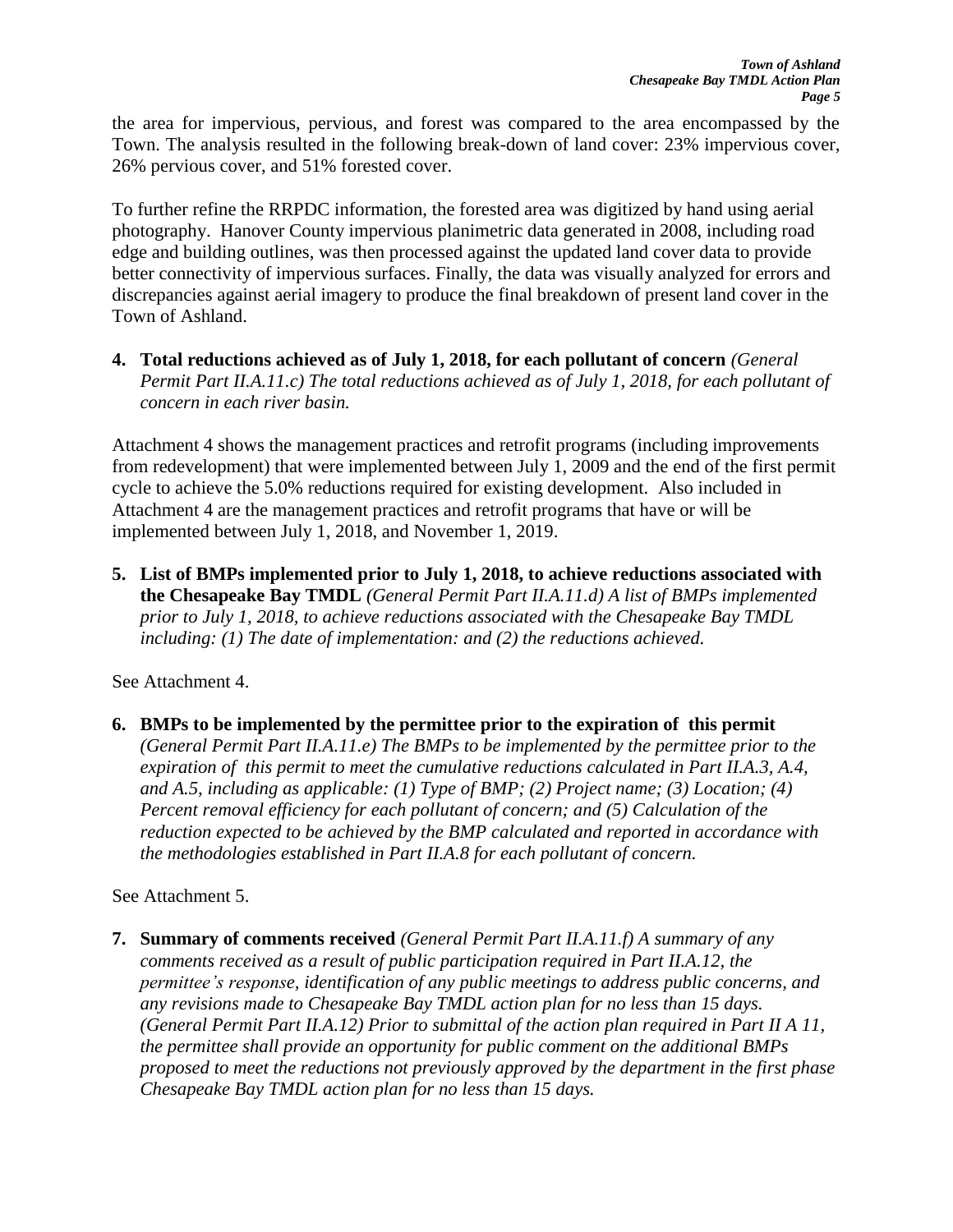the area for impervious, pervious, and forest was compared to the area encompassed by the Town. The analysis resulted in the following break-down of land cover: 23% impervious cover, 26% pervious cover, and 51% forested cover.

To further refine the RRPDC information, the forested area was digitized by hand using aerial photography. Hanover County impervious planimetric data generated in 2008, including road edge and building outlines, was then processed against the updated land cover data to provide better connectivity of impervious surfaces. Finally, the data was visually analyzed for errors and discrepancies against aerial imagery to produce the final breakdown of present land cover in the Town of Ashland.

4. **Total reductions achieved as of July 1, 2018, for each pollutant of concern** *(General Permit Part II.A.11.c) The total reductions achieved as of July 1, 2018, for each pollutant of concern in each river basin.*

Attachment 4 shows the management practices and retrofit programs (including improvements from redevelopment) that were implemented between July 1, 2009 and the end of the first permit cycle to achieve the 5.0% reductions required for existing development. Also included in Attachment 4 are the management practices and retrofit programs that have or will be implemented between July 1, 2018, and November 1, 2019.

5. **List of BMPs implemented prior to July 1, 2018, to achieve reductions associated with the Chesapeake Bay TMDL** *(General Permit Part II.A.11.d) A list of BMPs implemented prior to July 1, 2018, to achieve reductions associated with the Chesapeake Bay TMDL including: (1) The date of implementation: and (2) the reductions achieved.*

See Attachment 4.

6. **BMPs to be implemented by the permittee prior to the expiration of this permit** *(General Permit Part II.A.11.e) The BMPs to be implemented by the permittee prior to the expiration of this permit to meet the cumulative reductions calculated in Part II.A.3, A.4, and A.5, including as applicable: (1) Type of BMP; (2) Project name; (3) Location; (4) Percent removal efficiency for each pollutant of concern; and (5) Calculation of the reduction expected to be achieved by the BMP calculated and reported in accordance with the methodologies established in Part II.A.8 for each pollutant of concern.*

See Attachment 5.

7. **Summary of comments received** *(General Permit Part II.A.11.f) A summary of any comments received as a result of public participation required in Part II.A.12, the permittee's response, identification of any public meetings to address public concerns, and any revisions made to Chesapeake Bay TMDL action plan for no less than 15 days. (General Permit Part II.A.12) Prior to submittal of the action plan required in Part II A 11, the permittee shall provide an opportunity for public comment on the additional BMPs proposed to meet the reductions not previously approved by the department in the first phase Chesapeake Bay TMDL action plan for no less than 15 days.*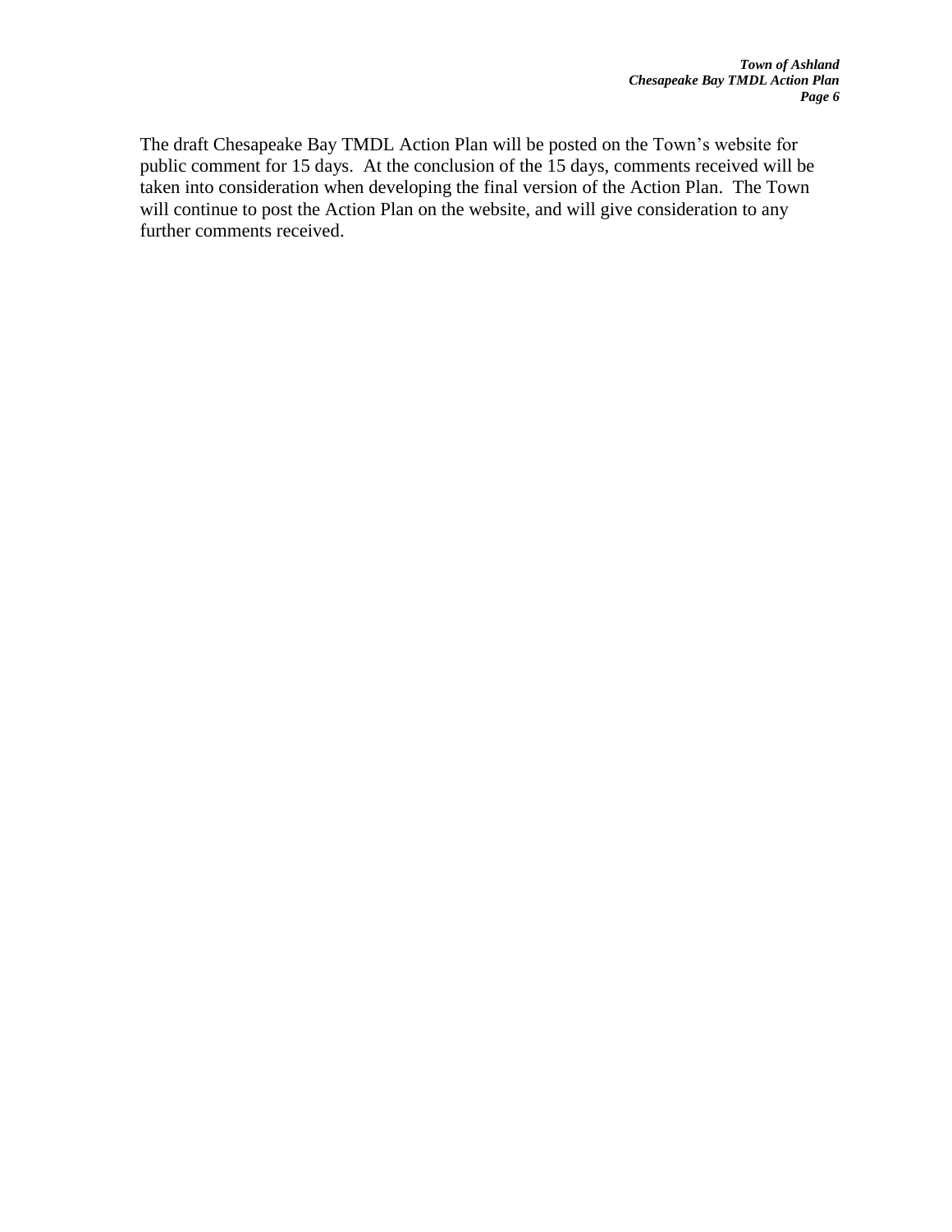The draft Chesapeake Bay TMDL Action Plan will be posted on the Town's website for public comment for 15 days. At the conclusion of the 15 days, comments received will be taken into consideration when developing the final version of the Action Plan. The Town will continue to post the Action Plan on the website, and will give consideration to any further comments received.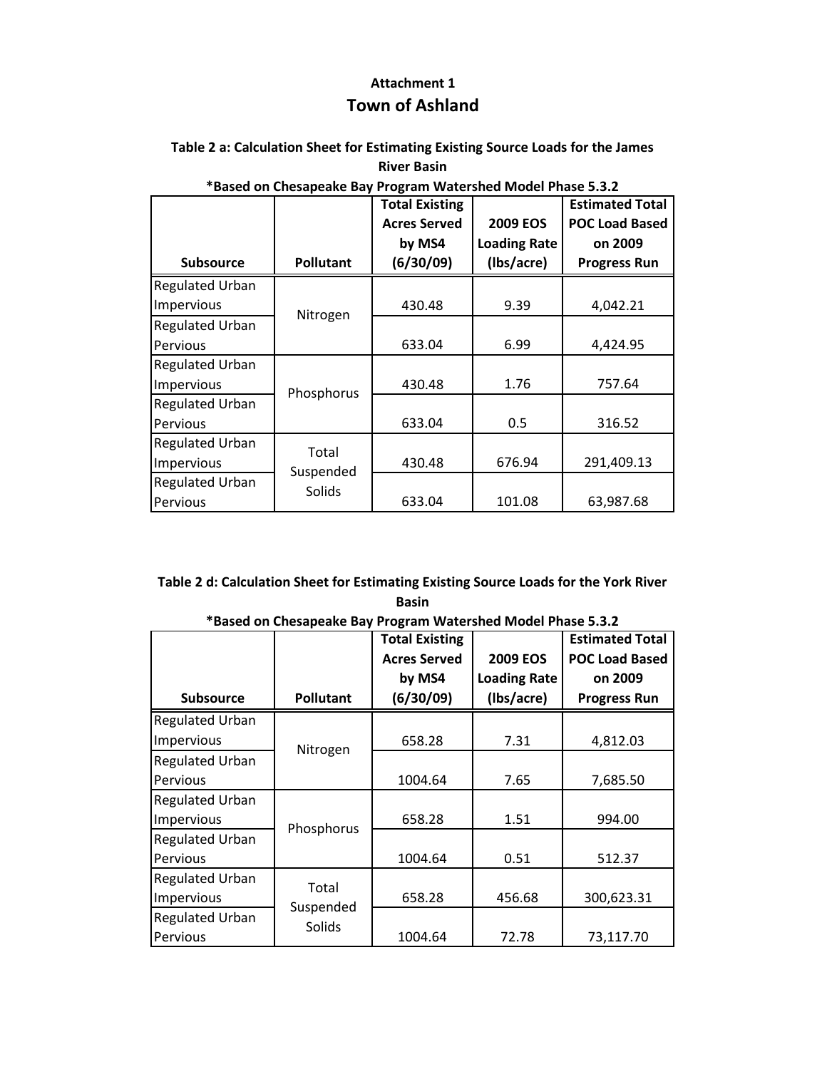**Attachment 1**

# Town of Ashland

**Table 2 a: Calculation Sheet for Estimating Existing Source Loads for the James River Basin**

**\*Based on Chesapeake Bay Program Watershed Model Phase 5.3.2**

| Subsource | Pollutant | Total Existing Acres Served by MS4 (6/30/09) | 2009 EOS Loading Rate (lbs/acre) | Estimated Total POC Load Based on 2009 Progress Run |
|---|---|---|---|---|
| Regulated Urban Impervious | Nitrogen | 430.48 | 9.39 | 4,042.21 |
| Regulated Urban Pervious | | 633.04 | 6.99 | 4,424.95 |
| Regulated Urban Impervious | Phosphorus | 430.48 | 1.76 | 757.64 |
| Regulated Urban Pervious | | 633.04 | 0.5 | 316.52 |
| Regulated Urban Impervious | Total Suspended Solids | 430.48 | 676.94 | 291,409.13 |
| Regulated Urban Pervious | | 633.04 | 101.08 | 63,987.68 |

**Table 2 d: Calculation Sheet for Estimating Existing Source Loads for the York River Basin**

**\*Based on Chesapeake Bay Program Watershed Model Phase 5.3.2**

| Subsource | Pollutant | Total Existing Acres Served by MS4 (6/30/09) | 2009 EOS Loading Rate (lbs/acre) | Estimated Total POC Load Based on 2009 Progress Run |
|---|---|---|---|---|
| Regulated Urban Impervious | Nitrogen | 658.28 | 7.31 | 4,812.03 |
| Regulated Urban Pervious | | 1004.64 | 7.65 | 7,685.50 |
| Regulated Urban Impervious | Phosphorus | 658.28 | 1.51 | 994.00 |
| Regulated Urban Pervious | | 1004.64 | 0.51 | 512.37 |
| Regulated Urban Impervious | Total Suspended Solids | 658.28 | 456.68 | 300,623.31 |
| Regulated Urban Pervious | | 1004.64 | 72.78 | 73,117.70 |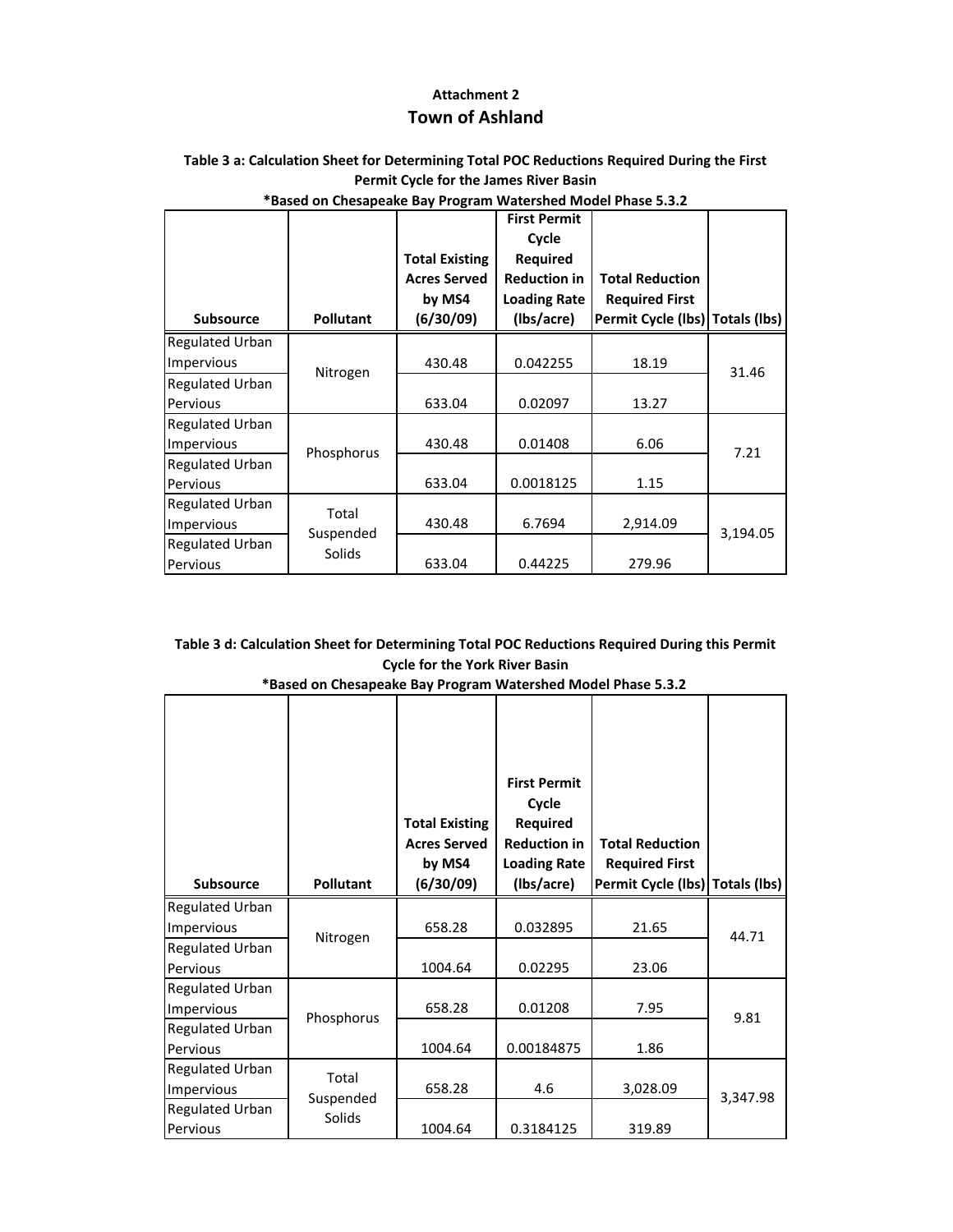**Attachment 2**

## Town of Ashland

**Table 3 a: Calculation Sheet for Determining Total POC Reductions Required During the First Permit Cycle for the James River Basin**

**\*Based on Chesapeake Bay Program Watershed Model Phase 5.3.2**

| Subsource | Pollutant | Total Existing Acres Served by MS4 (6/30/09) | First Permit Cycle Required Reduction in Loading Rate (lbs/acre) | Total Reduction Required First Permit Cycle (lbs) | Totals (lbs) |
|---|---|---|---|---|---|
| Regulated Urban Impervious | Nitrogen | 430.48 | 0.042255 | 18.19 | 31.46 |
| Regulated Urban Pervious | | 633.04 | 0.02097 | 13.27 | |
| Regulated Urban Impervious | Phosphorus | 430.48 | 0.01408 | 6.06 | 7.21 |
| Regulated Urban Pervious | | 633.04 | 0.0018125 | 1.15 | |
| Regulated Urban Impervious | Total Suspended Solids | 430.48 | 6.7694 | 2,914.09 | 3,194.05 |
| Regulated Urban Pervious | | 633.04 | 0.44225 | 279.96 | |

**Table 3 d: Calculation Sheet for Determining Total POC Reductions Required During this Permit Cycle for the York River Basin**

**\*Based on Chesapeake Bay Program Watershed Model Phase 5.3.2**

| Subsource | Pollutant | Total Existing Acres Served by MS4 (6/30/09) | First Permit Cycle Required Reduction in Loading Rate (lbs/acre) | Total Reduction Required First Permit Cycle (lbs) | Totals (lbs) |
|---|---|---|---|---|---|
| Regulated Urban Impervious | Nitrogen | 658.28 | 0.032895 | 21.65 | 44.71 |
| Regulated Urban Pervious | | 1004.64 | 0.02295 | 23.06 | |
| Regulated Urban Impervious | Phosphorus | 658.28 | 0.01208 | 7.95 | 9.81 |
| Regulated Urban Pervious | | 1004.64 | 0.00184875 | 1.86 | |
| Regulated Urban Impervious | Total Suspended Solids | 658.28 | 4.6 | 3,028.09 | 3,347.98 |
| Regulated Urban Pervious | | 1004.64 | 0.3184125 | 319.89 | |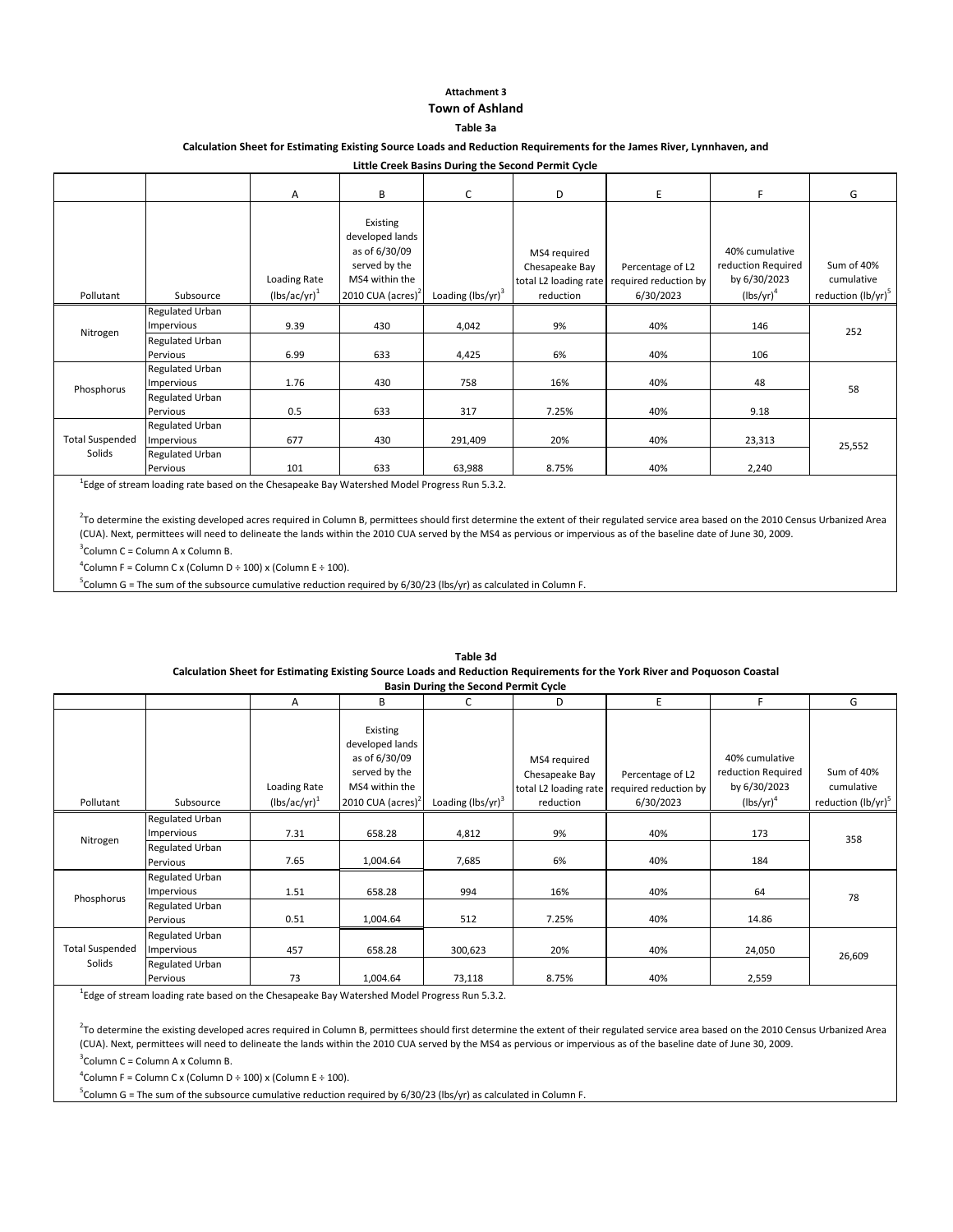**Attachment 3**

**Town of Ashland**

**Table 3a**

**Calculation Sheet for Estimating Existing Source Loads and Reduction Requirements for the James River, Lynnhaven, and Little Creek Basins During the Second Permit Cycle**

| | | A | B | C | D | E | F | G |
|---|---|---|---|---|---|---|---|---|
| Pollutant | Subsource | Loading Rate (lbs/ac/yr)[1] | Existing developed lands as of 6/30/09 served by the MS4 within the 2010 CUA (acres)[2] | Loading (lbs/yr)[3] | MS4 required Chesapeake Bay total L2 loading rate reduction | Percentage of L2 required reduction by 6/30/2023 | 40% cumulative reduction Required by 6/30/2023 (lbs/yr)[4] | Sum of 40% cumulative reduction (lb/yr)[5] |
| Nitrogen | Regulated Urban Impervious | 9.39 | 430 | 4,042 | 9% | 40% | 146 | 252 |
| | Regulated Urban Pervious | 6.99 | 633 | 4,425 | 6% | 40% | 106 | |
| Phosphorus | Regulated Urban Impervious | 1.76 | 430 | 758 | 16% | 40% | 48 | 58 |
| | Regulated Urban Pervious | 0.5 | 633 | 317 | 7.25% | 40% | 9.18 | |
| Total Suspended Solids | Regulated Urban Impervious | 677 | 430 | 291,409 | 20% | 40% | 23,313 | 25,552 |
| | Regulated Urban Pervious | 101 | 633 | 63,988 | 8.75% | 40% | 2,240 | |

[1]Edge of stream loading rate based on the Chesapeake Bay Watershed Model Progress Run 5.3.2.

[2]To determine the existing developed acres required in Column B, permittees should first determine the extent of their regulated service area based on the 2010 Census Urbanized Area (CUA). Next, permittees will need to delineate the lands within the 2010 CUA served by the MS4 as pervious or impervious as of the baseline date of June 30, 2009.

[3]Column C = Column A x Column B.

[4]Column F = Column C x (Column D ÷ 100) x (Column E ÷ 100).

[5]Column G = The sum of the subsource cumulative reduction required by 6/30/23 (lbs/yr) as calculated in Column F.

**Table 3d**

**Calculation Sheet for Estimating Existing Source Loads and Reduction Requirements for the York River and Poquoson Coastal Basin During the Second Permit Cycle**

| | | A | B | C | D | E | F | G |
|---|---|---|---|---|---|---|---|---|
| Pollutant | Subsource | Loading Rate (lbs/ac/yr)[1] | Existing developed lands as of 6/30/09 served by the MS4 within the 2010 CUA (acres)[2] | Loading (lbs/yr)[3] | MS4 required Chesapeake Bay total L2 loading rate reduction | Percentage of L2 required reduction by 6/30/2023 | 40% cumulative reduction Required by 6/30/2023 (lbs/yr)[4] | Sum of 40% cumulative reduction (lb/yr)[5] |
| Nitrogen | Regulated Urban Impervious | 7.31 | 658.28 | 4,812 | 9% | 40% | 173 | 358 |
| | Regulated Urban Pervious | 7.65 | 1,004.64 | 7,685 | 6% | 40% | 184 | |
| Phosphorus | Regulated Urban Impervious | 1.51 | 658.28 | 994 | 16% | 40% | 64 | 78 |
| | Regulated Urban Pervious | 0.51 | 1,004.64 | 512 | 7.25% | 40% | 14.86 | |
| Total Suspended Solids | Regulated Urban Impervious | 457 | 658.28 | 300,623 | 20% | 40% | 24,050 | 26,609 |
| | Regulated Urban Pervious | 73 | 1,004.64 | 73,118 | 8.75% | 40% | 2,559 | |

[1]Edge of stream loading rate based on the Chesapeake Bay Watershed Model Progress Run 5.3.2.

[2]To determine the existing developed acres required in Column B, permittees should first determine the extent of their regulated service area based on the 2010 Census Urbanized Area (CUA). Next, permittees will need to delineate the lands within the 2010 CUA served by the MS4 as pervious or impervious as of the baseline date of June 30, 2009.

[3]Column C = Column A x Column B.

[4]Column F = Column C x (Column D ÷ 100) x (Column E ÷ 100).

[5]Column G = The sum of the subsource cumulative reduction required by 6/30/23 (lbs/yr) as calculated in Column F.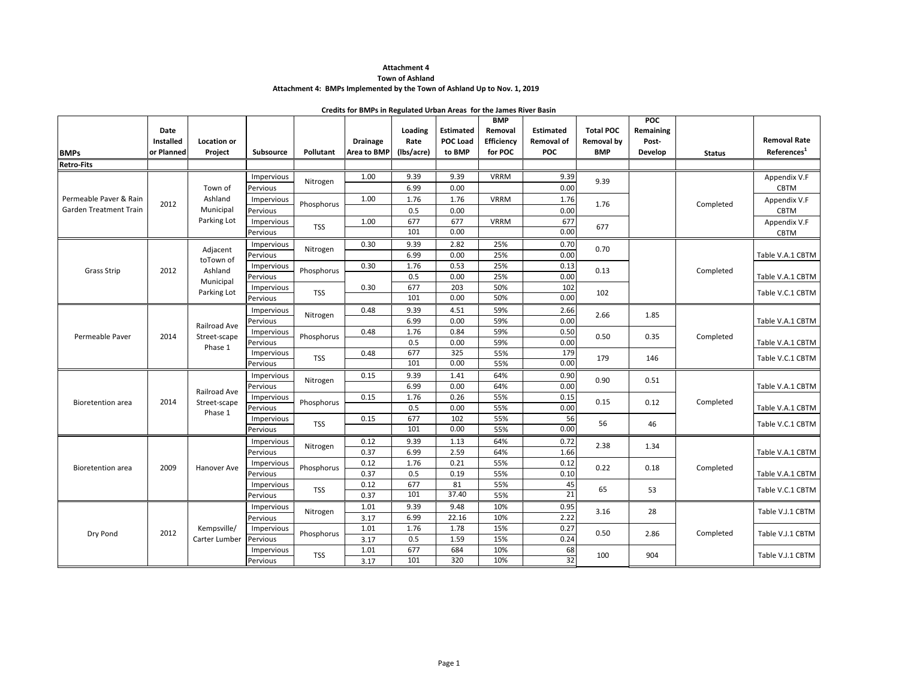**Attachment 4**

**Town of Ashland**

**Attachment 4: BMPs Implemented by the Town of Ashland Up to Nov. 1, 2019**

**Credits for BMPs in Regulated Urban Areas for the James River Basin**

| BMPs | Date Installed or Planned | Location or Project | Subsource | Pollutant | Drainage Area to BMP | Loading Rate (lbs/acre) | Estimated POC Load to BMP | BMP Removal Efficiency for POC | Estimated Removal of POC | Total POC Removal by BMP | POC Remaining Post-Develop | Status | Removal Rate References[1] |
|---|---|---|---|---|---|---|---|---|---|---|---|---|---|
| **Retro-Fits** | | | | | | | | | | | | | |
| Permeable Paver & Rain Garden Treatment Train | 2012 | Town of Ashland Municipal Parking Lot | Impervious | Nitrogen | 1.00 | 9.39 | 9.39 | VRRM | 9.39 | 9.39 | | Completed | Appendix V.F CBTM |
| | | | Pervious | | | 6.99 | 0.00 | | 0.00 | | | | |
| | | | Impervious | Phosphorus | 1.00 | 1.76 | 1.76 | VRRM | 1.76 | 1.76 | | | Appendix V.F CBTM |
| | | | Pervious | | | 0.5 | 0.00 | | 0.00 | | | | |
| | | | Impervious | TSS | 1.00 | 677 | 677 | VRRM | 677 | 677 | | | Appendix V.F CBTM |
| | | | Pervious | | | 101 | 0.00 | | 0.00 | | | | |
| Grass Strip | 2012 | Adjacent toTown of Ashland Municipal Parking Lot | Impervious | Nitrogen | 0.30 | 9.39 | 2.82 | 25% | 0.70 | 0.70 | | Completed | Table V.A.1 CBTM |
| | | | Pervious | | | 6.99 | 0.00 | 25% | 0.00 | | | | |
| | | | Impervious | Phosphorus | 0.30 | 1.76 | 0.53 | 25% | 0.13 | 0.13 | | | Table V.A.1 CBTM |
| | | | Pervious | | | 0.5 | 0.00 | 25% | 0.00 | | | | |
| | | | Impervious | TSS | 0.30 | 677 | 203 | 50% | 102 | 102 | | | Table V.C.1 CBTM |
| | | | Pervious | | | 101 | 0.00 | 50% | 0.00 | | | | |
| Permeable Paver | 2014 | Railroad Ave Street-scape Phase 1 | Impervious | Nitrogen | 0.48 | 9.39 | 4.51 | 59% | 2.66 | 2.66 | 1.85 | Completed | Table V.A.1 CBTM |
| | | | Pervious | | | 6.99 | 0.00 | 59% | 0.00 | | | | |
| | | | Impervious | Phosphorus | 0.48 | 1.76 | 0.84 | 59% | 0.50 | 0.50 | 0.35 | | Table V.A.1 CBTM |
| | | | Pervious | | | 0.5 | 0.00 | 59% | 0.00 | | | | |
| | | | Impervious | TSS | 0.48 | 677 | 325 | 55% | 179 | 179 | 146 | | Table V.C.1 CBTM |
| | | | Pervious | | | 101 | 0.00 | 55% | 0.00 | | | | |
| Bioretention area | 2014 | Railroad Ave Street-scape Phase 1 | Impervious | Nitrogen | 0.15 | 9.39 | 1.41 | 64% | 0.90 | 0.90 | 0.51 | Completed | Table V.A.1 CBTM |
| | | | Pervious | | | 6.99 | 0.00 | 64% | 0.00 | | | | |
| | | | Impervious | Phosphorus | 0.15 | 1.76 | 0.26 | 55% | 0.15 | 0.15 | 0.12 | | Table V.A.1 CBTM |
| | | | Pervious | | | 0.5 | 0.00 | 55% | 0.00 | | | | |
| | | | Impervious | TSS | 0.15 | 677 | 102 | 55% | 56 | 56 | 46 | | Table V.C.1 CBTM |
| | | | Pervious | | | 101 | 0.00 | 55% | 0.00 | | | | |
| Bioretention area | 2009 | Hanover Ave | Impervious | Nitrogen | 0.12 | 9.39 | 1.13 | 64% | 0.72 | 2.38 | 1.34 | Completed | Table V.A.1 CBTM |
| | | | Pervious | | 0.37 | 6.99 | 2.59 | 64% | 1.66 | | | | |
| | | | Impervious | Phosphorus | 0.12 | 1.76 | 0.21 | 55% | 0.12 | 0.22 | 0.18 | | Table V.A.1 CBTM |
| | | | Pervious | | 0.37 | 0.5 | 0.19 | 55% | 0.10 | | | | |
| | | | Impervious | TSS | 0.12 | 677 | 81 | 55% | 45 | 65 | 53 | | Table V.C.1 CBTM |
| | | | Pervious | | 0.37 | 101 | 37.40 | 55% | 21 | | | | |
| Dry Pond | 2012 | Kempsville/ Carter Lumber | Impervious | Nitrogen | 1.01 | 9.39 | 9.48 | 10% | 0.95 | 3.16 | 28 | Completed | Table V.J.1 CBTM |
| | | | Pervious | | 3.17 | 6.99 | 22.16 | 10% | 2.22 | | | | |
| | | | Impervious | Phosphorus | 1.01 | 1.76 | 1.78 | 15% | 0.27 | 0.50 | 2.86 | | Table V.J.1 CBTM |
| | | | Pervious | | 3.17 | 0.5 | 1.59 | 15% | 0.24 | | | | |
| | | | Impervious | TSS | 1.01 | 677 | 684 | 10% | 68 | 100 | 904 | | Table V.J.1 CBTM |
| | | | Pervious | | 3.17 | 101 | 320 | 10% | 32 | | | | |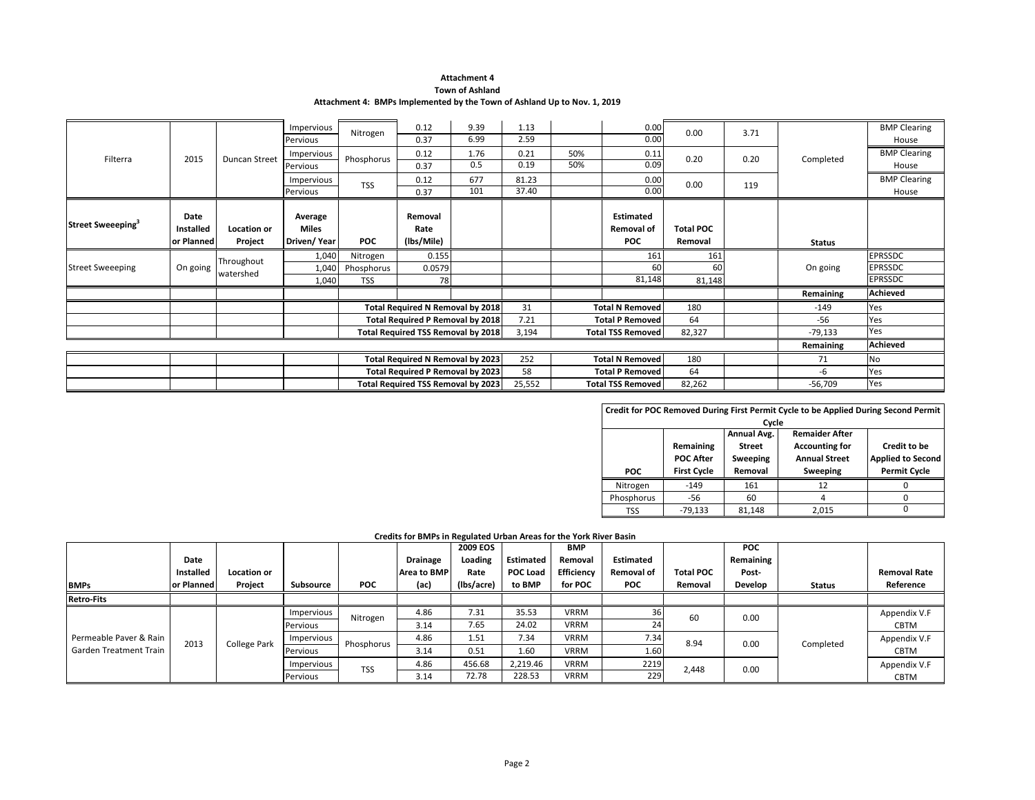**Attachment 4**
**Town of Ashland**
**Attachment 4: BMPs Implemented by the Town of Ashland Up to Nov. 1, 2019**

| | | | | | | | | | | | | | |
|---|---|---|---|---|---|---|---|---|---|---|---|---|---|
| Filterra | 2015 | Duncan Street | Impervious | Nitrogen | 0.12 | 9.39 | 1.13 | | 0.00 | 0.00 | 3.71 | Completed | BMP Clearing House |
| | | | Pervious | | 0.37 | 6.99 | 2.59 | | 0.00 | | | | |
| | | | Impervious | Phosphorus | 0.12 | 1.76 | 0.21 | 50% | 0.11 | 0.20 | 0.20 | | BMP Clearing House |
| | | | Pervious | | 0.37 | 0.5 | 0.19 | 50% | 0.09 | | | | |
| | | | Impervious | TSS | 0.12 | 677 | 81.23 | | 0.00 | 0.00 | 119 | | BMP Clearing House |
| | | | Pervious | | 0.37 | 101 | 37.40 | | 0.00 | | | | |
| **Street Sweeeping[3]** | **Date Installed or Planned** | **Location or Project** | **Average Miles Driven/ Year** | **POC** | **Removal Rate (lbs/Mile)** | | | | **Estimated Removal of POC** | **Total POC Removal** | | **Status** | |
| Street Sweeeping | On going | Throughout watershed | 1,040 | Nitrogen | 0.155 | | | | 161 | 161 | | On going | EPRSSDC |
| | | | 1,040 | Phosphorus | 0.0579 | | | | 60 | 60 | | | EPRSSDC |
| | | | 1,040 | TSS | 78 | | | | 81,148 | 81,148 | | | EPRSSDC |
| | | | | | | | | | | | | **Remaining** | **Achieved** |
| | | | | **Total Required N Removal by 2018** | | | 31 | | **Total N Removed** | 180 | | -149 | Yes |
| | | | | **Total Required P Removal by 2018** | | | 7.21 | | **Total P Removed** | 64 | | -56 | Yes |
| | | | | **Total Required TSS Removal by 2018** | | | 3,194 | | **Total TSS Removed** | 82,327 | | -79,133 | Yes |
| | | | | | | | | | | | | **Remaining** | **Achieved** |
| | | | | **Total Required N Removal by 2023** | | | 252 | | **Total N Removed** | 180 | | 71 | No |
| | | | | **Total Required P Removal by 2023** | | | 58 | | **Total P Removed** | 64 | | -6 | Yes |
| | | | | **Total Required TSS Removal by 2023** | | | 25,552 | | **Total TSS Removed** | 82,262 | | -56,709 | Yes |

**Credit for POC Removed During First Permit Cycle to be Applied During Second Permit Cycle**

| POC | Remaining POC After First Cycle | Annual Avg. Street Sweeping Removal | Remaider After Accounting for Annual Street Sweeping | Credit to be Applied to Second Permit Cycle |
|---|---|---|---|---|
| Nitrogen | -149 | 161 | 12 | 0 |
| Phosphorus | -56 | 60 | 4 | 0 |
| TSS | -79,133 | 81,148 | 2,015 | 0 |

**Credits for BMPs in Regulated Urban Areas for the York River Basin**

| BMPs | Date Installed or Planned | Location or Project | Subsource | POC | Drainage Area to BMP (ac) | 2009 EOS Loading Rate (lbs/acre) | Estimated POC Load to BMP | BMP Removal Efficiency for POC | Estimated Removal of POC | Total POC Removal | POC Remaining Post-Develop | Status | Removal Rate Reference |
|---|---|---|---|---|---|---|---|---|---|---|---|---|---|
| **Retro-Fits** | | | | | | | | | | | | | |
| Permeable Paver & Rain Garden Treatment Train | 2013 | College Park | Impervious | Nitrogen | 4.86 | 7.31 | 35.53 | VRRM | 36 | 60 | 0.00 | Completed | Appendix V.F CBTM |
| | | | Pervious | | 3.14 | 7.65 | 24.02 | VRRM | 24 | | | | |
| | | | Impervious | Phosphorus | 4.86 | 1.51 | 7.34 | VRRM | 7.34 | 8.94 | 0.00 | | Appendix V.F CBTM |
| | | | Pervious | | 3.14 | 0.51 | 1.60 | VRRM | 1.60 | | | | |
| | | | Impervious | TSS | 4.86 | 456.68 | 2,219.46 | VRRM | 2219 | 2,448 | 0.00 | | Appendix V.F CBTM |
| | | | Pervious | | 3.14 | 72.78 | 228.53 | VRRM | 229 | | | | |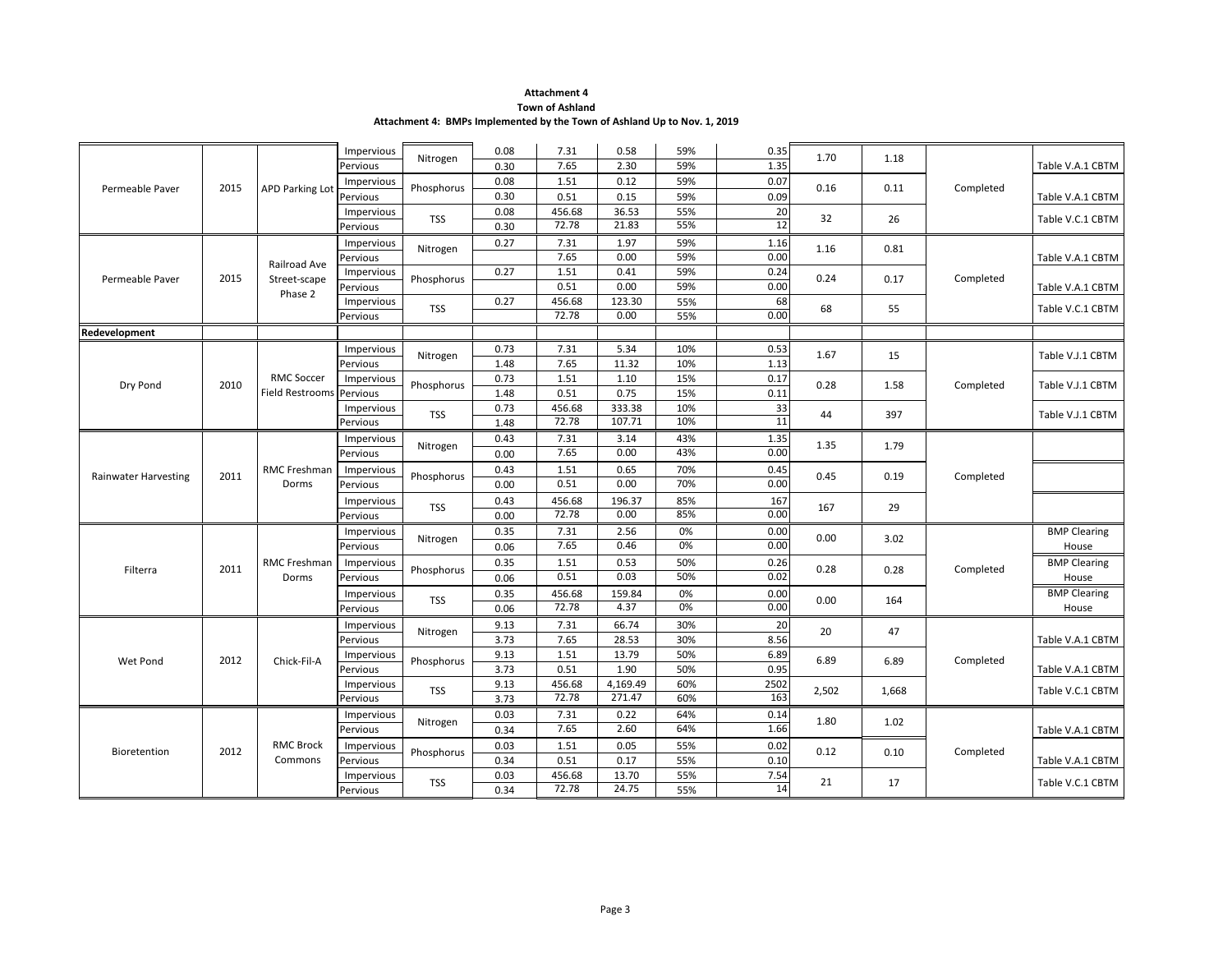**Attachment 4**
**Town of Ashland**
**Attachment 4: BMPs Implemented by the Town of Ashland Up to Nov. 1, 2019**

| | | | | | | | | | | | | | |
|---|---|---|---|---|---|---|---|---|---|---|---|---|---|
| Permeable Paver | 2015 | APD Parking Lot | Impervious | Nitrogen | 0.08 | 7.31 | 0.58 | 59% | 0.35 | 1.70 | 1.18 | Completed | |
| | | | Pervious | | 0.30 | 7.65 | 2.30 | 59% | 1.35 | | | | Table V.A.1 CBTM |
| | | | Impervious | Phosphorus | 0.08 | 1.51 | 0.12 | 59% | 0.07 | 0.16 | 0.11 | | |
| | | | Pervious | | 0.30 | 0.51 | 0.15 | 59% | 0.09 | | | | Table V.A.1 CBTM |
| | | | Impervious | TSS | 0.08 | 456.68 | 36.53 | 55% | 20 | 32 | 26 | | Table V.C.1 CBTM |
| | | | Pervious | | 0.30 | 72.78 | 21.83 | 55% | 12 | | | | |
| Permeable Paver | 2015 | Railroad Ave Street-scape Phase 2 | Impervious | Nitrogen | 0.27 | 7.31 | 1.97 | 59% | 1.16 | 1.16 | 0.81 | Completed | |
| | | | Pervious | | | 7.65 | 0.00 | 59% | 0.00 | | | | Table V.A.1 CBTM |
| | | | Impervious | Phosphorus | 0.27 | 1.51 | 0.41 | 59% | 0.24 | 0.24 | 0.17 | | |
| | | | Pervious | | | 0.51 | 0.00 | 59% | 0.00 | | | | Table V.A.1 CBTM |
| | | | Impervious | TSS | 0.27 | 456.68 | 123.30 | 55% | 68 | 68 | 55 | | Table V.C.1 CBTM |
| | | | Pervious | | | 72.78 | 0.00 | 55% | 0.00 | | | | |
| **Redevelopment** | | | | | | | | | | | | | |
| Dry Pond | 2010 | RMC Soccer Field Restrooms | Impervious | Nitrogen | 0.73 | 7.31 | 5.34 | 10% | 0.53 | 1.67 | 15 | Completed | Table V.J.1 CBTM |
| | | | Pervious | | 1.48 | 7.65 | 11.32 | 10% | 1.13 | | | | |
| | | | Impervious | Phosphorus | 0.73 | 1.51 | 1.10 | 15% | 0.17 | 0.28 | 1.58 | | Table V.J.1 CBTM |
| | | | Pervious | | 1.48 | 0.51 | 0.75 | 15% | 0.11 | | | | |
| | | | Impervious | TSS | 0.73 | 456.68 | 333.38 | 10% | 33 | 44 | 397 | | Table V.J.1 CBTM |
| | | | Pervious | | 1.48 | 72.78 | 107.71 | 10% | 11 | | | | |
| Rainwater Harvesting | 2011 | RMC Freshman Dorms | Impervious | Nitrogen | 0.43 | 7.31 | 3.14 | 43% | 1.35 | 1.35 | 1.79 | Completed | |
| | | | Pervious | | 0.00 | 7.65 | 0.00 | 43% | 0.00 | | | | |
| | | | Impervious | Phosphorus | 0.43 | 1.51 | 0.65 | 70% | 0.45 | 0.45 | 0.19 | | |
| | | | Pervious | | 0.00 | 0.51 | 0.00 | 70% | 0.00 | | | | |
| | | | Impervious | TSS | 0.43 | 456.68 | 196.37 | 85% | 167 | 167 | 29 | | |
| | | | Pervious | | 0.00 | 72.78 | 0.00 | 85% | 0.00 | | | | |
| Filterra | 2011 | RMC Freshman Dorms | Impervious | Nitrogen | 0.35 | 7.31 | 2.56 | 0% | 0.00 | 0.00 | 3.02 | Completed | BMP Clearing House |
| | | | Pervious | | 0.06 | 7.65 | 0.46 | 0% | 0.00 | | | | |
| | | | Impervious | Phosphorus | 0.35 | 1.51 | 0.53 | 50% | 0.26 | 0.28 | 0.28 | | BMP Clearing House |
| | | | Pervious | | 0.06 | 0.51 | 0.03 | 50% | 0.02 | | | | |
| | | | Impervious | TSS | 0.35 | 456.68 | 159.84 | 0% | 0.00 | 0.00 | 164 | | BMP Clearing House |
| | | | Pervious | | 0.06 | 72.78 | 4.37 | 0% | 0.00 | | | | |
| Wet Pond | 2012 | Chick-Fil-A | Impervious | Nitrogen | 9.13 | 7.31 | 66.74 | 30% | 20 | 20 | 47 | Completed | |
| | | | Pervious | | 3.73 | 7.65 | 28.53 | 30% | 8.56 | | | | Table V.A.1 CBTM |
| | | | Impervious | Phosphorus | 9.13 | 1.51 | 13.79 | 50% | 6.89 | 6.89 | 6.89 | | |
| | | | Pervious | | 3.73 | 0.51 | 1.90 | 50% | 0.95 | | | | Table V.A.1 CBTM |
| | | | Impervious | TSS | 9.13 | 456.68 | 4,169.49 | 60% | 2502 | 2,502 | 1,668 | | Table V.C.1 CBTM |
| | | | Pervious | | 3.73 | 72.78 | 271.47 | 60% | 163 | | | | |
| Bioretention | 2012 | RMC Brock Commons | Impervious | Nitrogen | 0.03 | 7.31 | 0.22 | 64% | 0.14 | 1.80 | 1.02 | Completed | |
| | | | Pervious | | 0.34 | 7.65 | 2.60 | 64% | 1.66 | | | | Table V.A.1 CBTM |
| | | | Impervious | Phosphorus | 0.03 | 1.51 | 0.05 | 55% | 0.02 | 0.12 | 0.10 | | |
| | | | Pervious | | 0.34 | 0.51 | 0.17 | 55% | 0.10 | | | | Table V.A.1 CBTM |
| | | | Impervious | TSS | 0.03 | 456.68 | 13.70 | 55% | 7.54 | 21 | 17 | | Table V.C.1 CBTM |
| | | | Pervious | | 0.34 | 72.78 | 24.75 | 55% | 14 | | | | |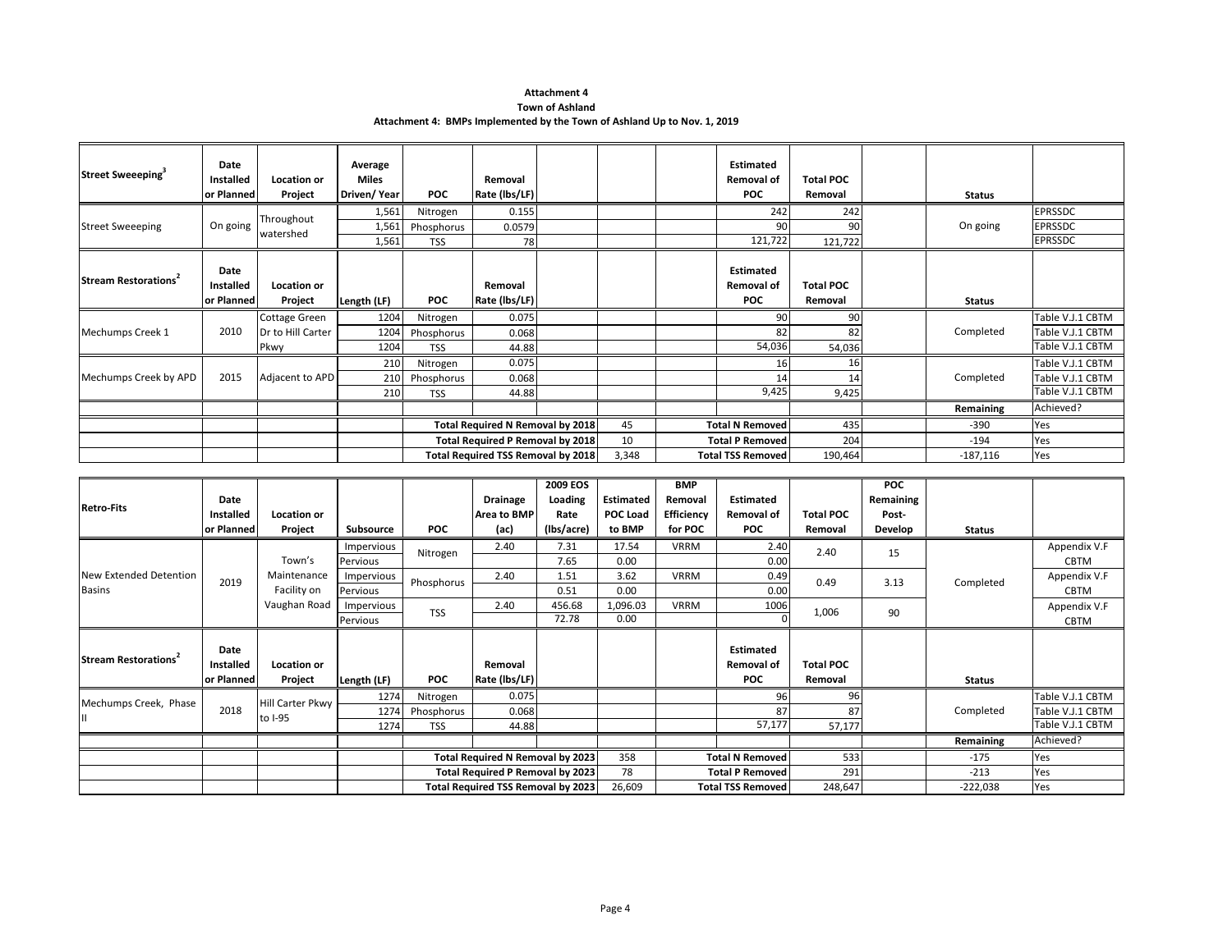**Attachment 4**

**Town of Ashland**

**Attachment 4: BMPs Implemented by the Town of Ashland Up to Nov. 1, 2019**

| Street Sweeeping[3] | Date Installed or Planned | Location or Project | Average Miles Driven/ Year | POC | Removal Rate (lbs/LF) | | | | Estimated Removal of POC | Total POC Removal | | Status | |
|---|---|---|---|---|---|---|---|---|---|---|---|---|---|
| Street Sweeeping | On going | Throughout watershed | 1,561 | Nitrogen | 0.155 | | | | 242 | 242 | | On going | EPRSSDC |
| | | | 1,561 | Phosphorus | 0.0579 | | | | 90 | 90 | | | EPRSSDC |
| | | | 1,561 | TSS | 78 | | | | 121,722 | 121,722 | | | EPRSSDC |
| **Stream Restorations[2]** | **Date Installed or Planned** | **Location or Project** | **Length (LF)** | **POC** | **Removal Rate (lbs/LF)** | | | | **Estimated Removal of POC** | **Total POC Removal** | | **Status** | |
| Mechumps Creek 1 | 2010 | Cottage Green Dr to Hill Carter Pkwy | 1204 | Nitrogen | 0.075 | | | | 90 | 90 | | Completed | Table V.J.1 CBTM |
| | | | 1204 | Phosphorus | 0.068 | | | | 82 | 82 | | | Table V.J.1 CBTM |
| | | | 1204 | TSS | 44.88 | | | | 54,036 | 54,036 | | | Table V.J.1 CBTM |
| Mechumps Creek by APD | 2015 | Adjacent to APD | 210 | Nitrogen | 0.075 | | | | 16 | 16 | | Completed | Table V.J.1 CBTM |
| | | | 210 | Phosphorus | 0.068 | | | | 14 | 14 | | | Table V.J.1 CBTM |
| | | | 210 | TSS | 44.88 | | | | 9,425 | 9,425 | | | Table V.J.1 CBTM |
| | | | | | | | | | | | | **Remaining** | Achieved? |
| | | | | **Total Required N Removal by 2018** | | | 45 | | **Total N Removed** | 435 | | -390 | Yes |
| | | | | **Total Required P Removal by 2018** | | | 10 | | **Total P Removed** | 204 | | -194 | Yes |
| | | | | **Total Required TSS Removal by 2018** | | | 3,348 | | **Total TSS Removed** | 190,464 | | -187,116 | Yes |

| Retro-Fits | Date Installed or Planned | Location or Project | Subsource | POC | Drainage Area to BMP (ac) | 2009 EOS Loading Rate (lbs/acre) | Estimated POC Load to BMP | BMP Removal Efficiency for POC | Estimated Removal of POC | Total POC Removal | POC Remaining Post-Develop | Status | |
|---|---|---|---|---|---|---|---|---|---|---|---|---|---|
| New Extended Detention Basins | 2019 | Town's Maintenance Facility on Vaughan Road | Impervious | Nitrogen | 2.40 | 7.31 | 17.54 | VRRM | 2.40 | 2.40 | 15 | Completed | Appendix V.F CBTM |
| | | | Pervious | | | 7.65 | 0.00 | | 0.00 | | | | |
| | | | Impervious | Phosphorus | 2.40 | 1.51 | 3.62 | VRRM | 0.49 | 0.49 | 3.13 | | Appendix V.F CBTM |
| | | | Pervious | | | 0.51 | 0.00 | | 0.00 | | | | |
| | | | Impervious | TSS | 2.40 | 456.68 | 1,096.03 | VRRM | 1006 | 1,006 | 90 | | Appendix V.F CBTM |
| | | | Pervious | | | 72.78 | 0.00 | | 0 | | | | |
| **Stream Restorations[2]** | **Date Installed or Planned** | **Location or Project** | **Length (LF)** | **POC** | **Removal Rate (lbs/LF)** | | | | **Estimated Removal of POC** | **Total POC Removal** | | **Status** | |
| Mechumps Creek, Phase II | 2018 | Hill Carter Pkwy to I-95 | 1274 | Nitrogen | 0.075 | | | | 96 | 96 | | Completed | Table V.J.1 CBTM |
| | | | 1274 | Phosphorus | 0.068 | | | | 87 | 87 | | | Table V.J.1 CBTM |
| | | | 1274 | TSS | 44.88 | | | | 57,177 | 57,177 | | | Table V.J.1 CBTM |
| | | | | | | | | | | | | **Remaining** | Achieved? |
| | | | | **Total Required N Removal by 2023** | | | 358 | | **Total N Removed** | 533 | | -175 | Yes |
| | | | | **Total Required P Removal by 2023** | | | 78 | | **Total P Removed** | 291 | | -213 | Yes |
| | | | | **Total Required TSS Removal by 2023** | | | 26,609 | | **Total TSS Removed** | 248,647 | | -222,038 | Yes |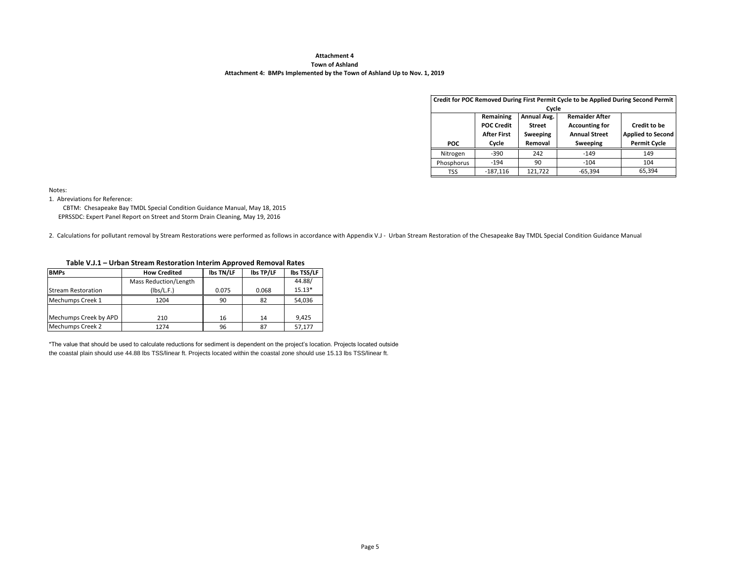**Attachment 4**

**Town of Ashland**

**Attachment 4: BMPs Implemented by the Town of Ashland Up to Nov. 1, 2019**

| Credit for POC Removed During First Permit Cycle to be Applied During Second Permit Cycle | | | | |
|---|---|---|---|---|
| **POC** | **Remaining POC Credit After First Cycle** | **Annual Avg. Street Sweeping Removal** | **Remaider After Accounting for Annual Street Sweeping** | **Credit to be Applied to Second Permit Cycle** |
| Nitrogen | -390 | 242 | -149 | 149 |
| Phosphorus | -194 | 90 | -104 | 104 |
| TSS | -187,116 | 121,722 | -65,394 | 65,394 |

Notes:

1. Abreviations for Reference:

   CBTM: Chesapeake Bay TMDL Special Condition Guidance Manual, May 18, 2015

   EPRSSDC: Expert Panel Report on Street and Storm Drain Cleaning, May 19, 2016

2. Calculations for pollutant removal by Stream Restorations were performed as follows in accordance with Appendix V.J - Urban Stream Restoration of the Chesapeake Bay TMDL Special Condition Guidance Manual

**Table V.J.1 – Urban Stream Restoration Interim Approved Removal Rates**

| BMPs | How Credited | lbs TN/LF | lbs TP/LF | lbs TSS/LF |
|---|---|---|---|---|
| Stream Restoration | Mass Reduction/Length (lbs/L.F.) | 0.075 | 0.068 | 44.88/ 15.13* |
| Mechumps Creek 1 | 1204 | 90 | 82 | 54,036 |
| Mechumps Creek by APD | 210 | 16 | 14 | 9,425 |
| Mechumps Creek 2 | 1274 | 96 | 87 | 57,177 |

*The value that should be used to calculate reductions for sediment is dependent on the project's location. Projects located outside the coastal plain should use 44.88 lbs TSS/linear ft. Projects located within the coastal zone should use 15.13 lbs TSS/linear ft.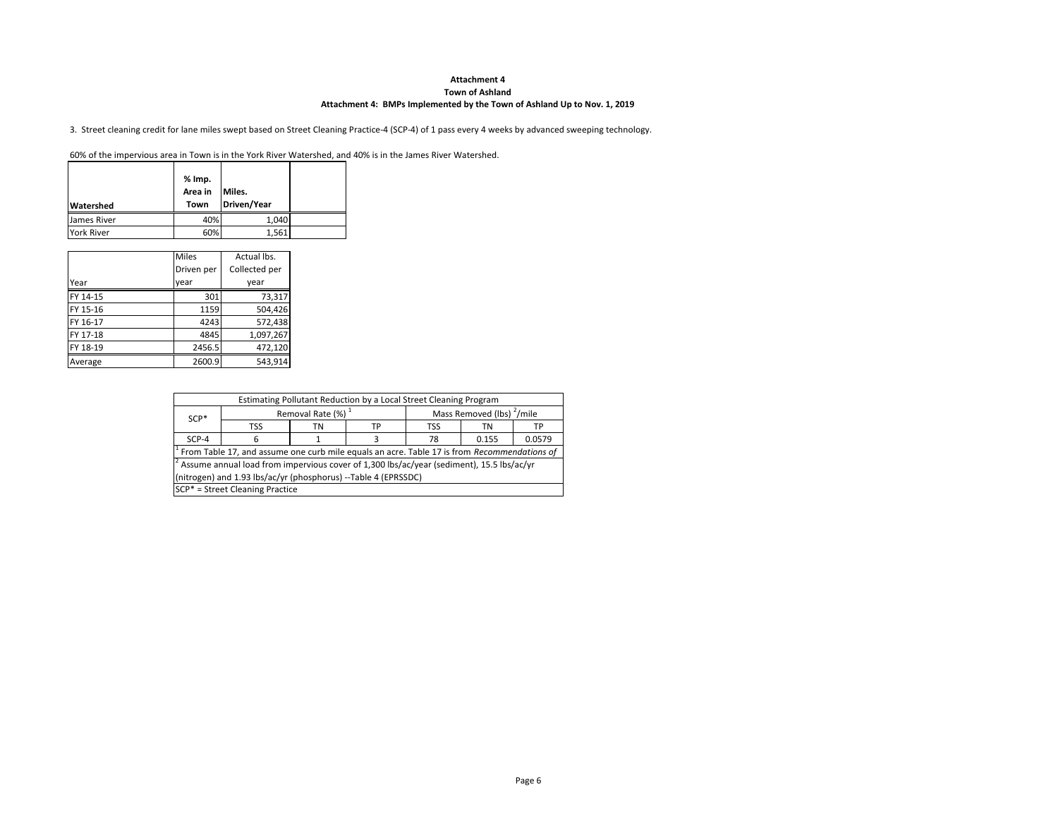**Attachment 4**

**Town of Ashland**

**Attachment 4: BMPs Implemented by the Town of Ashland Up to Nov. 1, 2019**

3. Street cleaning credit for lane miles swept based on Street Cleaning Practice-4 (SCP-4) of 1 pass every 4 weeks by advanced sweeping technology.

60% of the impervious area in Town is in the York River Watershed, and 40% is in the James River Watershed.

| **Watershed** | **% Imp. Area in Town** | **Miles. Driven/Year** | |
|---|---|---|---|
| James River | 40% | 1,040 | |
| York River | 60% | 1,561 | |

| Year | Miles Driven per year | Actual lbs. Collected per year |
|---|---|---|
| FY 14-15 | 301 | 73,317 |
| FY 15-16 | 1159 | 504,426 |
| FY 16-17 | 4243 | 572,438 |
| FY 17-18 | 4845 | 1,097,267 |
| FY 18-19 | 2456.5 | 472,120 |
| Average | 2600.9 | 543,914 |

| Estimating Pollutant Reduction by a Local Street Cleaning Program | | | | | | |
|---|---|---|---|---|---|---|
| SCP* | Removal Rate (%) [1] | | | Mass Removed (lbs) [2]/mile | | |
| | TSS | TN | TP | TSS | TN | TP |
| SCP-4 | 6 | 1 | 3 | 78 | 0.155 | 0.0579 |
| [1] From Table 17, and assume one curb mile equals an acre. Table 17 is from *Recommendations of* | | | | | | |
| [2] Assume annual load from impervious cover of 1,300 lbs/ac/year (sediment), 15.5 lbs/ac/yr (nitrogen) and 1.93 lbs/ac/yr (phosphorus) --Table 4 (EPRSSDC) | | | | | | |
| SCP* = Street Cleaning Practice | | | | | | |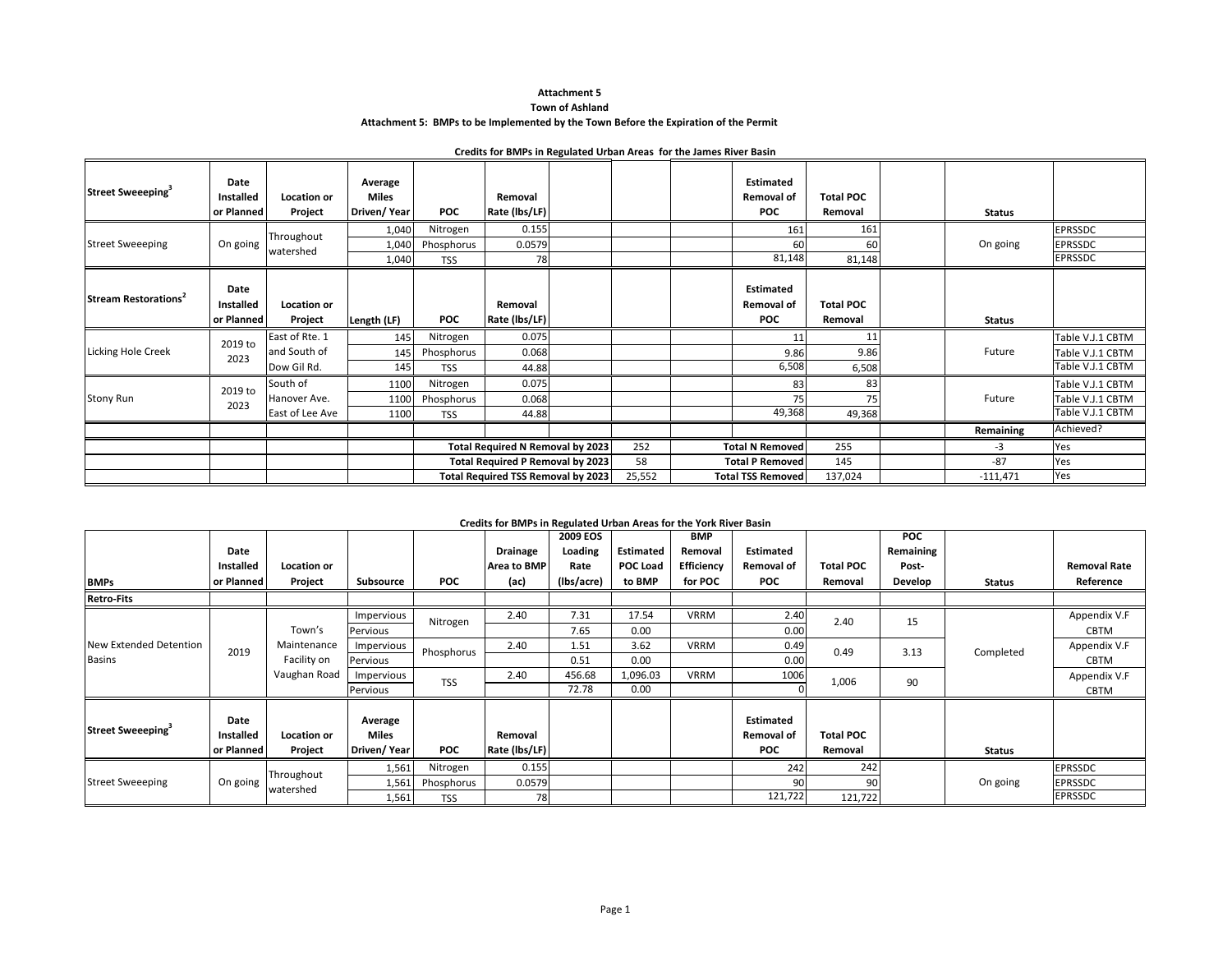**Attachment 5**

**Town of Ashland**

**Attachment 5: BMPs to be Implemented by the Town Before the Expiration of the Permit**

**Credits for BMPs in Regulated Urban Areas for the James River Basin**

| Street Sweeping[3] | Date Installed or Planned | Location or Project | Average Miles Driven/ Year | POC | Removal Rate (lbs/LF) | | | | Estimated Removal of POC | Total POC Removal | | Status | |
|---|---|---|---|---|---|---|---|---|---|---|---|---|---|
| Street Sweeeping | On going | Throughout watershed | 1,040 | Nitrogen | 0.155 | | | | 161 | 161 | | On going | EPRSSDC |
| | | | 1,040 | Phosphorus | 0.0579 | | | | 60 | 60 | | | EPRSSDC |
| | | | 1,040 | TSS | 78 | | | | 81,148 | 81,148 | | | EPRSSDC |
| **Stream Restorations[2]** | **Date Installed or Planned** | **Location or Project** | **Length (LF)** | **POC** | **Removal Rate (lbs/LF)** | | | | **Estimated Removal of POC** | **Total POC Removal** | | **Status** | |
| Licking Hole Creek | 2019 to 2023 | East of Rte. 1 and South of Dow Gil Rd. | 145 | Nitrogen | 0.075 | | | | 11 | 11 | | Future | Table V.J.1 CBTM |
| | | | 145 | Phosphorus | 0.068 | | | | 9.86 | 9.86 | | | Table V.J.1 CBTM |
| | | | 145 | TSS | 44.88 | | | | 6,508 | 6,508 | | | Table V.J.1 CBTM |
| Stony Run | 2019 to 2023 | South of Hanover Ave. East of Lee Ave | 1100 | Nitrogen | 0.075 | | | | 83 | 83 | | Future | Table V.J.1 CBTM |
| | | | 1100 | Phosphorus | 0.068 | | | | 75 | 75 | | | Table V.J.1 CBTM |
| | | | 1100 | TSS | 44.88 | | | | 49,368 | 49,368 | | | Table V.J.1 CBTM |
| | | | | | | | | | | | | **Remaining** | Achieved? |
| | | | | | **Total Required N Removal by 2023** | | 252 | | **Total N Removed** | 255 | | -3 | Yes |
| | | | | | **Total Required P Removal by 2023** | | 58 | | **Total P Removed** | 145 | | -87 | Yes |
| | | | | | **Total Required TSS Removal by 2023** | | 25,552 | | **Total TSS Removed** | 137,024 | | -111,471 | Yes |

**Credits for BMPs in Regulated Urban Areas for the York River Basin**

| BMPs | Date Installed or Planned | Location or Project | Subsource | POC | Drainage Area to BMP (ac) | 2009 EOS Loading Rate (lbs/acre) | Estimated POC Load to BMP | BMP Removal Efficiency for POC | Estimated Removal of POC | Total POC Removal | POC Remaining Post-Develop | Status | Removal Rate Reference |
|---|---|---|---|---|---|---|---|---|---|---|---|---|---|
| **Retro-Fits** | | | | | | | | | | | | | |
| New Extended Detention Basins | 2019 | Town's Maintenance Facility on Vaughan Road | Impervious | Nitrogen | 2.40 | 7.31 | 17.54 | VRRM | 2.40 | 2.40 | 15 | Completed | Appendix V.F CBTM |
| | | | Pervious | | | 7.65 | 0.00 | | 0.00 | | | | |
| | | | Impervious | Phosphorus | 2.40 | 1.51 | 3.62 | VRRM | 0.49 | 0.49 | 3.13 | | Appendix V.F CBTM |
| | | | Pervious | | | 0.51 | 0.00 | | 0.00 | | | | |
| | | | Impervious | TSS | 2.40 | 456.68 | 1,096.03 | VRRM | 1006 | 1,006 | 90 | | Appendix V.F CBTM |
| | | | Pervious | | | 72.78 | 0.00 | | 0 | | | | |
| **Street Sweeeping[3]** | **Date Installed or Planned** | **Location or Project** | **Average Miles Driven/ Year** | **POC** | **Removal Rate (lbs/LF)** | | | | **Estimated Removal of POC** | **Total POC Removal** | | **Status** | |
| Street Sweeeping | On going | Throughout watershed | 1,561 | Nitrogen | 0.155 | | | | 242 | 242 | | On going | EPRSSDC |
| | | | 1,561 | Phosphorus | 0.0579 | | | | 90 | 90 | | | EPRSSDC |
| | | | 1,561 | TSS | 78 | | | | 121,722 | 121,722 | | | EPRSSDC |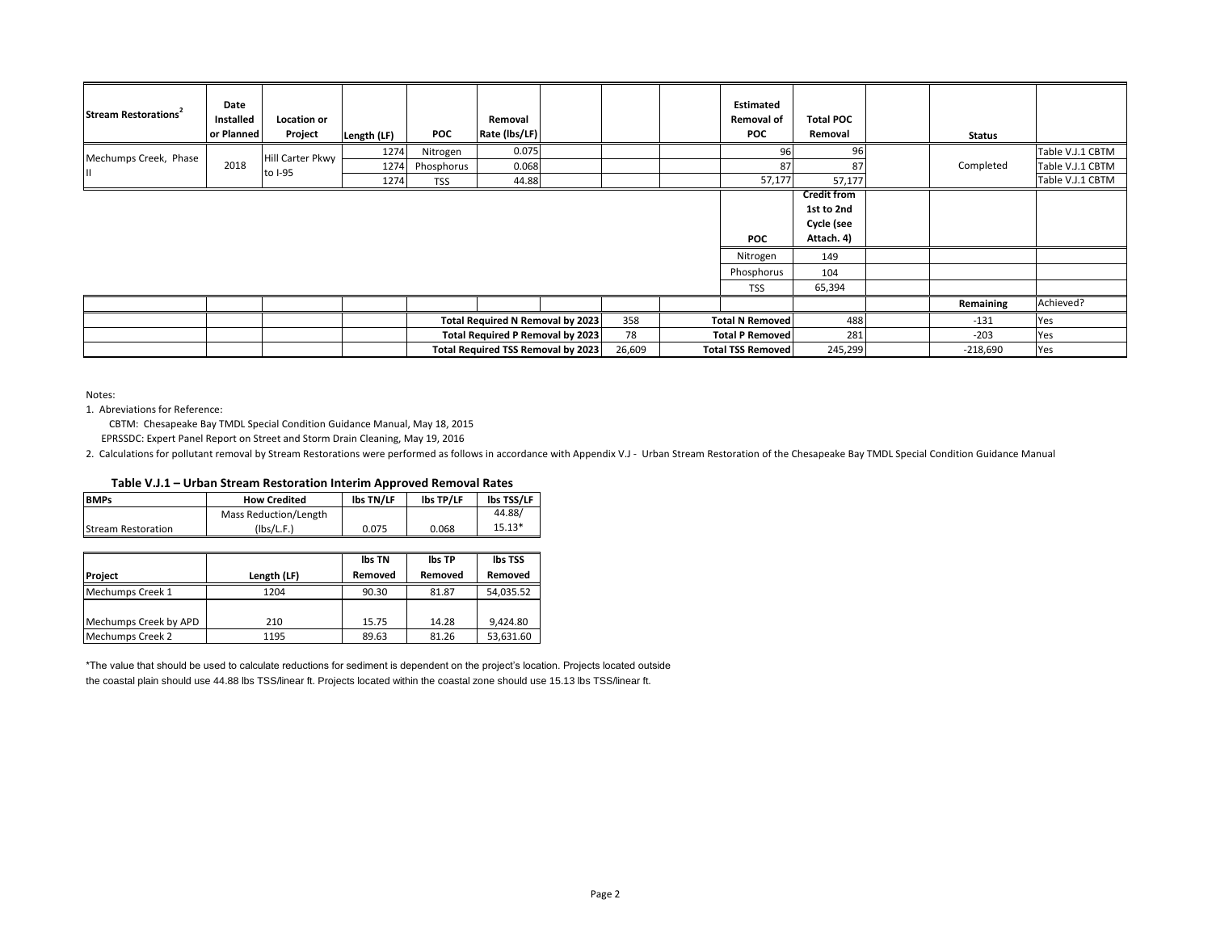| Stream Restorations[2] | Date Installed or Planned | Location or Project | Length (LF) | POC | Removal Rate (lbs/LF) | | | | Estimated Removal of POC | Total POC Removal | | Status | |
|---|---|---|---|---|---|---|---|---|---|---|---|---|---|
| Mechumps Creek, Phase II | 2018 | Hill Carter Pkwy to I-95 | 1274 | Nitrogen | 0.075 | | | | 96 | 96 | | Completed | Table V.J.1 CBTM |
| | | | 1274 | Phosphorus | 0.068 | | | | 87 | 87 | | | Table V.J.1 CBTM |
| | | | 1274 | TSS | 44.88 | | | | 57,177 | 57,177 | | | Table V.J.1 CBTM |
| | | | | | | | | | POC | Credit from 1st to 2nd Cycle (see Attach. 4) | | | |
| | | | | | | | | | Nitrogen | 149 | | | |
| | | | | | | | | | Phosphorus | 104 | | | |
| | | | | | | | | | TSS | 65,394 | | | |
| | | | | | | | | | | | | Remaining | Achieved? |
| | | | | Total Required N Removal by 2023 | | | 358 | Total N Removed | | 488 | | -131 | Yes |
| | | | | Total Required P Removal by 2023 | | | 78 | Total P Removed | | 281 | | -203 | Yes |
| | | | | Total Required TSS Removal by 2023 | | | 26,609 | Total TSS Removed | | 245,299 | | -218,690 | Yes |

Notes:

1. Abreviations for Reference:

   CBTM: Chesapeake Bay TMDL Special Condition Guidance Manual, May 18, 2015

   EPRSSDC: Expert Panel Report on Street and Storm Drain Cleaning, May 19, 2016

2. Calculations for pollutant removal by Stream Restorations were performed as follows in accordance with Appendix V.J - Urban Stream Restoration of the Chesapeake Bay TMDL Special Condition Guidance Manual

**Table V.J.1 – Urban Stream Restoration Interim Approved Removal Rates**

| BMPs | How Credited | lbs TN/LF | lbs TP/LF | lbs TSS/LF |
|---|---|---|---|---|
| Stream Restoration | Mass Reduction/Length (lbs/L.F.) | 0.075 | 0.068 | 44.88/ 15.13* |

| Project | Length (LF) | lbs TN Removed | lbs TP Removed | lbs TSS Removed |
|---|---|---|---|---|
| Mechumps Creek 1 | 1204 | 90.30 | 81.87 | 54,035.52 |
| Mechumps Creek by APD | 210 | 15.75 | 14.28 | 9,424.80 |
| Mechumps Creek 2 | 1195 | 89.63 | 81.26 | 53,631.60 |

*The value that should be used to calculate reductions for sediment is dependent on the project's location. Projects located outside the coastal plain should use 44.88 lbs TSS/linear ft. Projects located within the coastal zone should use 15.13 lbs TSS/linear ft.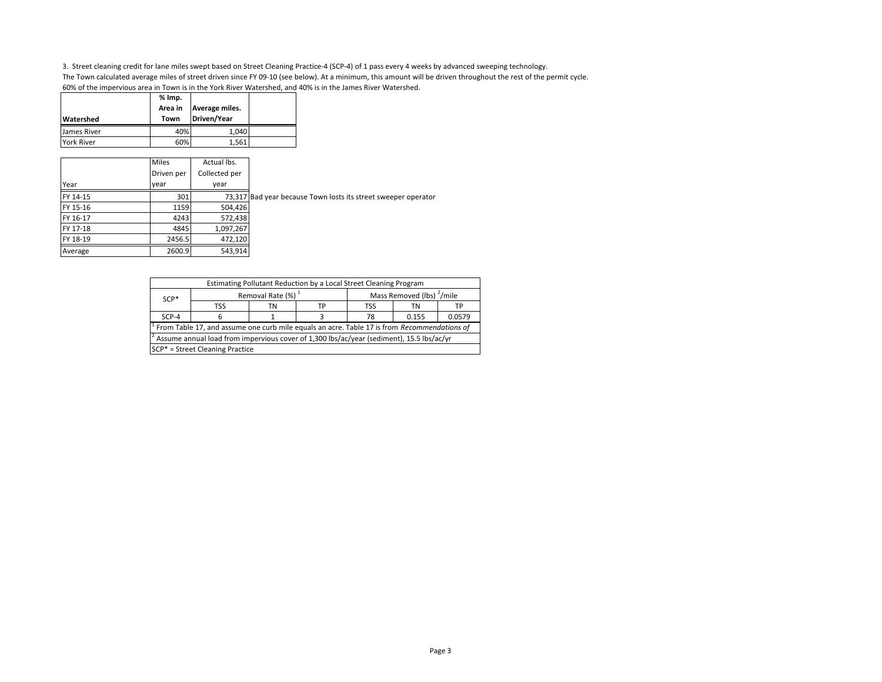3. Street cleaning credit for lane miles swept based on Street Cleaning Practice-4 (SCP-4) of 1 pass every 4 weeks by advanced sweeping technology.
The Town calculated average miles of street driven since FY 09-10 (see below). At a minimum, this amount will be driven throughout the rest of the permit cycle.
60% of the impervious area in Town is in the York River Watershed, and 40% is in the James River Watershed.

| Watershed | % Imp. Area in Town | Average miles. Driven/Year | |
|---|---|---|---|
| James River | 40% | 1,040 | |
| York River | 60% | 1,561 | |

| Year | Miles Driven per year | Actual lbs. Collected per year | |
|---|---|---|---|
| FY 14-15 | 301 | 73,317 | Bad year because Town losts its street sweeper operator |
| FY 15-16 | 1159 | 504,426 | |
| FY 16-17 | 4243 | 572,438 | |
| FY 17-18 | 4845 | 1,097,267 | |
| FY 18-19 | 2456.5 | 472,120 | |
| Average | 2600.9 | 543,914 | |

| Estimating Pollutant Reduction by a Local Street Cleaning Program | | | | | | |
|---|---|---|---|---|---|---|
| SCP* | Removal Rate (%) [1] | | | Mass Removed (lbs) [2]/mile | | |
| | TSS | TN | TP | TSS | TN | TP |
| SCP-4 | 6 | 1 | 3 | 78 | 0.155 | 0.0579 |

[1] From Table 17, and assume one curb mile equals an acre. Table 17 is from *Recommendations of*

[2] Assume annual load from impervious cover of 1,300 lbs/ac/year (sediment), 15.5 lbs/ac/yr

SCP* = Street Cleaning Practice